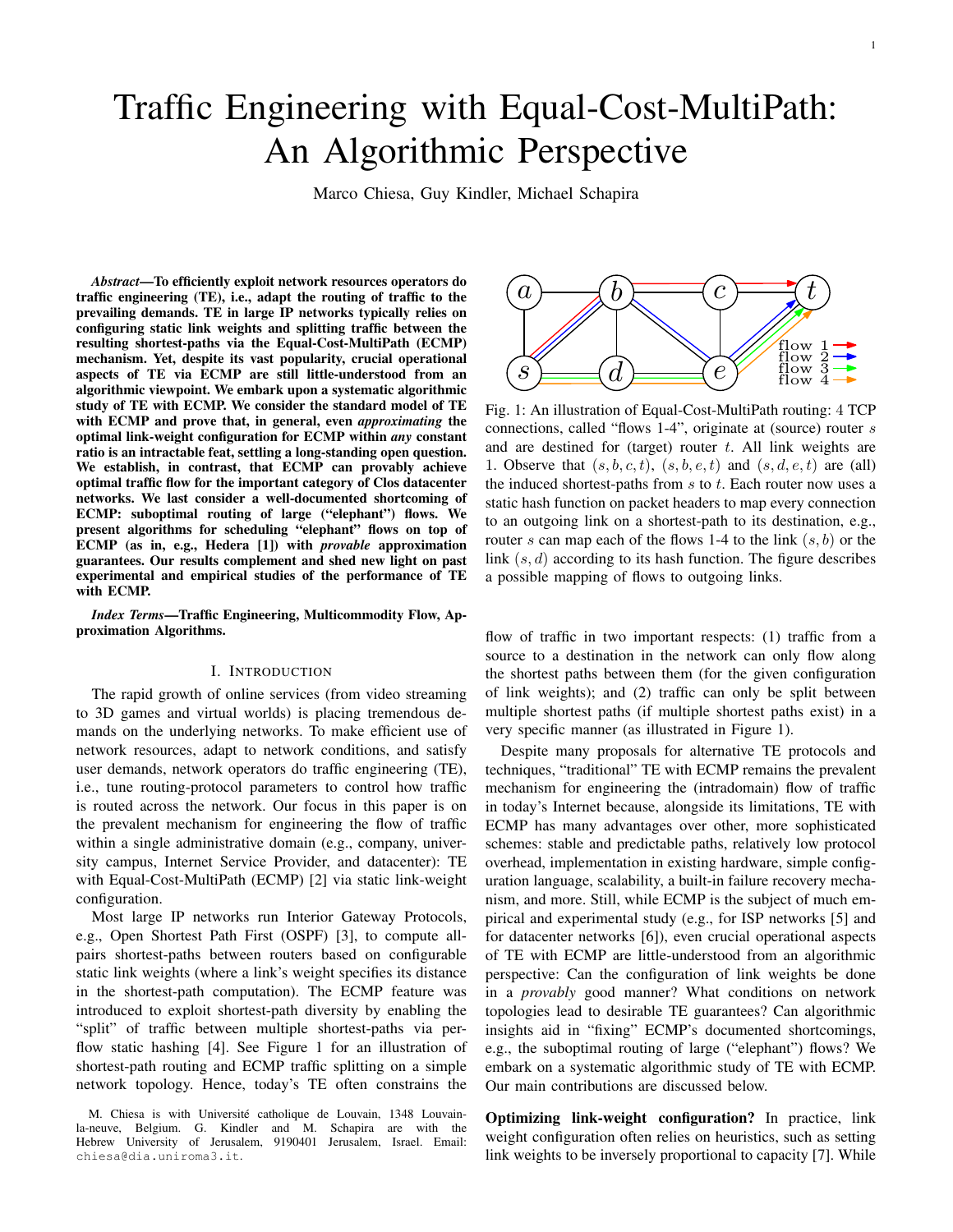# Traffic Engineering with Equal-Cost-MultiPath: An Algorithmic Perspective

Marco Chiesa, Guy Kindler, Michael Schapira

***Abstract*—To efficiently exploit network resources operators do traffic engineering (TE), i.e., adapt the routing of traffic to the prevailing demands. TE in large IP networks typically relies on configuring static link weights and splitting traffic between the resulting shortest-paths via the Equal-Cost-MultiPath (ECMP) mechanism. Yet, despite its vast popularity, crucial operational aspects of TE via ECMP are still little-understood from an algorithmic viewpoint. We embark upon a systematic algorithmic study of TE with ECMP. We consider the standard model of TE with ECMP and prove that, in general, even *approximating* the optimal link-weight configuration for ECMP within *any* constant ratio is an intractable feat, settling a long-standing open question. We establish, in contrast, that ECMP can provably achieve optimal traffic flow for the important category of Clos datacenter networks. We last consider a well-documented shortcoming of ECMP: suboptimal routing of large ("elephant") flows. We present algorithms for scheduling "elephant" flows on top of ECMP (as in, e.g., Hedera [1]) with *provable* approximation guarantees. Our results complement and shed new light on past experimental and empirical studies of the performance of TE with ECMP.**

***Index Terms*—Traffic Engineering, Multicommodity Flow, Approximation Algorithms.**

## I. Introduction

The rapid growth of online services (from video streaming to 3D games and virtual worlds) is placing tremendous demands on the underlying networks. To make efficient use of network resources, adapt to network conditions, and satisfy user demands, network operators do traffic engineering (TE), i.e., tune routing-protocol parameters to control how traffic is routed across the network. Our focus in this paper is on the prevalent mechanism for engineering the flow of traffic within a single administrative domain (e.g., company, university campus, Internet Service Provider, and datacenter): TE with Equal-Cost-MultiPath (ECMP) [2] via static link-weight configuration.

Most large IP networks run Interior Gateway Protocols, e.g., Open Shortest Path First (OSPF) [3], to compute all-pairs shortest-paths between routers based on configurable static link weights (where a link's weight specifies its distance in the shortest-path computation). The ECMP feature was introduced to exploit shortest-path diversity by enabling the "split" of traffic between multiple shortest-paths via per-flow static hashing [4]. See Figure 1 for an illustration of shortest-path routing and ECMP traffic splitting on a simple network topology. Hence, today's TE often constrains the flow of traffic in two important respects: (1) traffic from a source to a destination in the network can only flow along the shortest paths between them (for the given configuration of link weights); and (2) traffic can only be split between multiple shortest paths (if multiple shortest paths exist) in a very specific manner (as illustrated in Figure 1).

Fig. 1: An illustration of Equal-Cost-MultiPath routing: 4 TCP connections, called "flows 1-4", originate at (source) router $s$ and are destined for (target) router $t$. All link weights are 1. Observe that $(s, b, c, t)$, $(s, b, e, t)$ and $(s, d, e, t)$ are (all) the induced shortest-paths from $s$ to $t$. Each router now uses a static hash function on packet headers to map every connection to an outgoing link on a shortest-path to its destination, e.g., router $s$ can map each of the flows 1-4 to the link $(s, b)$ or the link $(s, d)$ according to its hash function. The figure describes a possible mapping of flows to outgoing links.

Despite many proposals for alternative TE protocols and techniques, "traditional" TE with ECMP remains the prevalent mechanism for engineering the (intradomain) flow of traffic in today's Internet because, alongside its limitations, TE with ECMP has many advantages over other, more sophisticated schemes: stable and predictable paths, relatively low protocol overhead, implementation in existing hardware, simple configuration language, scalability, a built-in failure recovery mechanism, and more. Still, while ECMP is the subject of much empirical and experimental study (e.g., for ISP networks [5] and for datacenter networks [6]), even crucial operational aspects of TE with ECMP are little-understood from an algorithmic perspective: Can the configuration of link weights be done in a *provably* good manner? What conditions on network topologies lead to desirable TE guarantees? Can algorithmic insights aid in "fixing" ECMP's documented shortcomings, e.g., the suboptimal routing of large ("elephant") flows? We embark on a systematic algorithmic study of TE with ECMP. Our main contributions are discussed below.

**Optimizing link-weight configuration?** In practice, link weight configuration often relies on heuristics, such as setting link weights to be inversely proportional to capacity [7]. While

M. Chiesa is with Université catholique de Louvain, 1348 Louvain-la-neuve, Belgium. G. Kindler and M. Schapira are with the Hebrew University of Jerusalem, 9190401 Jerusalem, Israel. Email: chiesa@dia.uniroma3.it.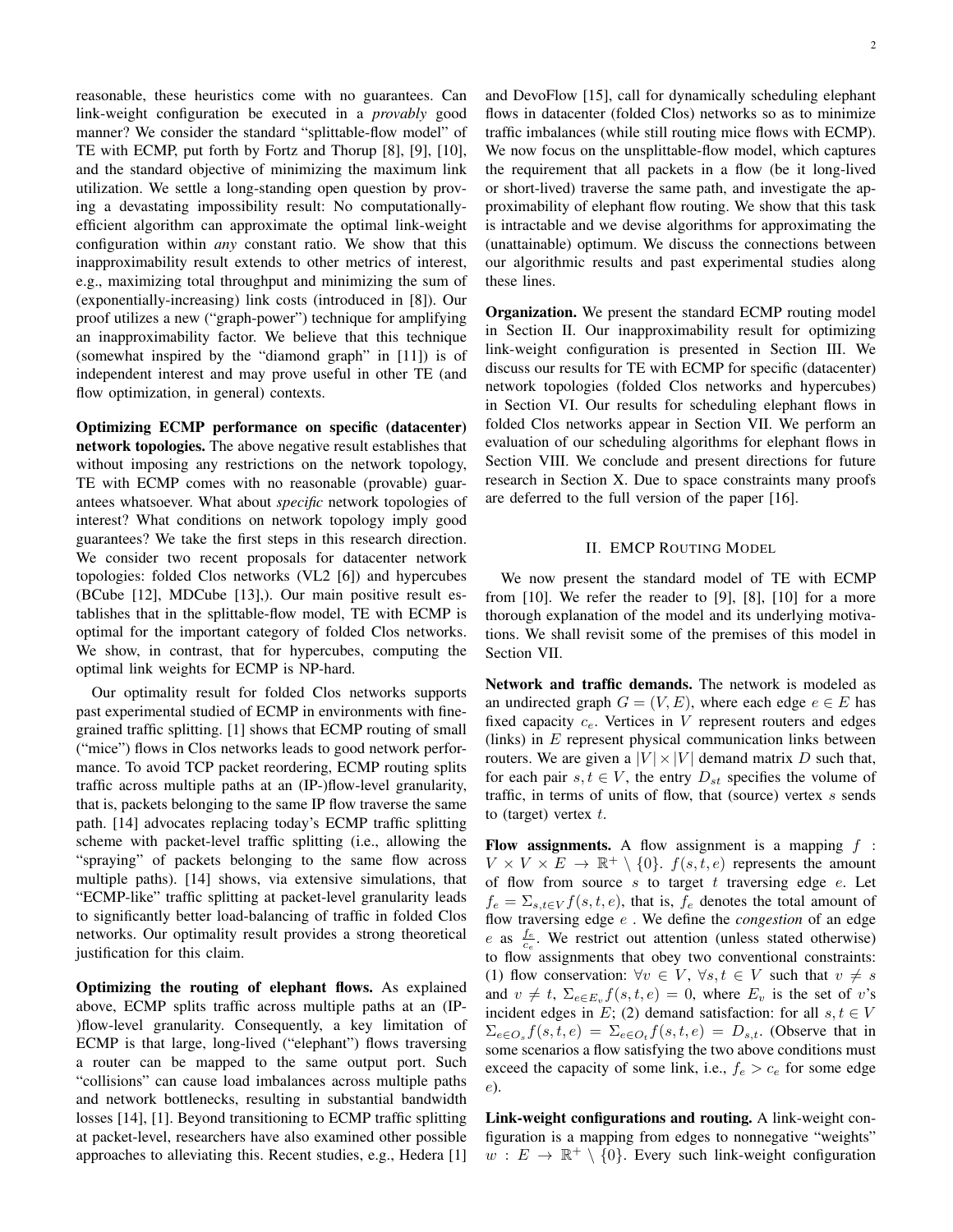reasonable, these heuristics come with no guarantees. Can link-weight configuration be executed in a *provably* good manner? We consider the standard "splittable-flow model" of TE with ECMP, put forth by Fortz and Thorup [8], [9], [10], and the standard objective of minimizing the maximum link utilization. We settle a long-standing open question by proving a devastating impossibility result: No computationally-efficient algorithm can approximate the optimal link-weight configuration within *any* constant ratio. We show that this inapproximability result extends to other metrics of interest, e.g., maximizing total throughput and minimizing the sum of (exponentially-increasing) link costs (introduced in [8]). Our proof utilizes a new ("graph-power") technique for amplifying an inapproximability factor. We believe that this technique (somewhat inspired by the "diamond graph" in [11]) is of independent interest and may prove useful in other TE (and flow optimization, in general) contexts.

**Optimizing ECMP performance on specific (datacenter) network topologies.** The above negative result establishes that without imposing any restrictions on the network topology, TE with ECMP comes with no reasonable (provable) guarantees whatsoever. What about *specific* network topologies of interest? What conditions on network topology imply good guarantees? We take the first steps in this research direction. We consider two recent proposals for datacenter network topologies: folded Clos networks (VL2 [6]) and hypercubes (BCube [12], MDCube [13],). Our main positive result establishes that in the splittable-flow model, TE with ECMP is optimal for the important category of folded Clos networks. We show, in contrast, that for hypercubes, computing the optimal link weights for ECMP is NP-hard.

Our optimality result for folded Clos networks supports past experimental studied of ECMP in environments with fine-grained traffic splitting. [1] shows that ECMP routing of small ("mice") flows in Clos networks leads to good network performance. To avoid TCP packet reordering, ECMP routing splits traffic across multiple paths at an (IP-)flow-level granularity, that is, packets belonging to the same IP flow traverse the same path. [14] advocates replacing today's ECMP traffic splitting scheme with packet-level traffic splitting (i.e., allowing the "spraying" of packets belonging to the same flow across multiple paths). [14] shows, via extensive simulations, that "ECMP-like" traffic splitting at packet-level granularity leads to significantly better load-balancing of traffic in folded Clos networks. Our optimality result provides a strong theoretical justification for this claim.

**Optimizing the routing of elephant flows.** As explained above, ECMP splits traffic across multiple paths at an (IP-)flow-level granularity. Consequently, a key limitation of ECMP is that large, long-lived ("elephant") flows traversing a router can be mapped to the same output port. Such "collisions" can cause load imbalances across multiple paths and network bottlenecks, resulting in substantial bandwidth losses [14], [1]. Beyond transitioning to ECMP traffic splitting at packet-level, researchers have also examined other possible approaches to alleviating this. Recent studies, e.g., Hedera [1] and DevoFlow [15], call for dynamically scheduling elephant flows in datacenter (folded Clos) networks so as to minimize traffic imbalances (while still routing mice flows with ECMP). We now focus on the unsplittable-flow model, which captures the requirement that all packets in a flow (be it long-lived or short-lived) traverse the same path, and investigate the approximability of elephant flow routing. We show that this task is intractable and we devise algorithms for approximating the (unattainable) optimum. We discuss the connections between our algorithmic results and past experimental studies along these lines.

**Organization.** We present the standard ECMP routing model in Section II. Our inapproximability result for optimizing link-weight configuration is presented in Section III. We discuss our results for TE with ECMP for specific (datacenter) network topologies (folded Clos networks and hypercubes) in Section VI. Our results for scheduling elephant flows in folded Clos networks appear in Section VII. We perform an evaluation of our scheduling algorithms for elephant flows in Section VIII. We conclude and present directions for future research in Section X. Due to space constraints many proofs are deferred to the full version of the paper [16].

## II. EMCP Routing Model

We now present the standard model of TE with ECMP from [10]. We refer the reader to [9], [8], [10] for a more thorough explanation of the model and its underlying motivations. We shall revisit some of the premises of this model in Section VII.

**Network and traffic demands.** The network is modeled as an undirected graph $G = (V, E)$, where each edge $e \in E$ has fixed capacity $c_e$. Vertices in $V$ represent routers and edges (links) in $E$ represent physical communication links between routers. We are given a $|V| \times |V|$ demand matrix $D$ such that, for each pair $s, t \in V$, the entry $D_{st}$ specifies the volume of traffic, in terms of units of flow, that (source) vertex $s$ sends to (target) vertex $t$.

**Flow assignments.** A flow assignment is a mapping $f : V \times V \times E \rightarrow \mathbb{R}^+ \setminus \{0\}$. $f(s,t,e)$ represents the amount of flow from source $s$ to target $t$ traversing edge $e$. Let $f_e = \Sigma_{s,t \in V} f(s,t,e)$, that is, $f_e$ denotes the total amount of flow traversing edge $e$ . We define the *congestion* of an edge $e$ as $\frac{f_e}{c_e}$. We restrict out attention (unless stated otherwise) to flow assignments that obey two conventional constraints: (1) flow conservation: $\forall v \in V$, $\forall s,t \in V$ such that $v \neq s$ and $v \neq t$, $\Sigma_{e \in E_v} f(s,t,e) = 0$, where $E_v$ is the set of $v$'s incident edges in $E$; (2) demand satisfaction: for all $s,t \in V$ $\Sigma_{e \in O_s} f(s,t,e) = \Sigma_{e \in O_t} f(s,t,e) = D_{s,t}$. (Observe that in some scenarios a flow satisfying the two above conditions must exceed the capacity of some link, i.e., $f_e > c_e$ for some edge $e$).

**Link-weight configurations and routing.** A link-weight configuration is a mapping from edges to nonnegative "weights" $w : E \rightarrow \mathbb{R}^+ \setminus \{0\}$. Every such link-weight configuration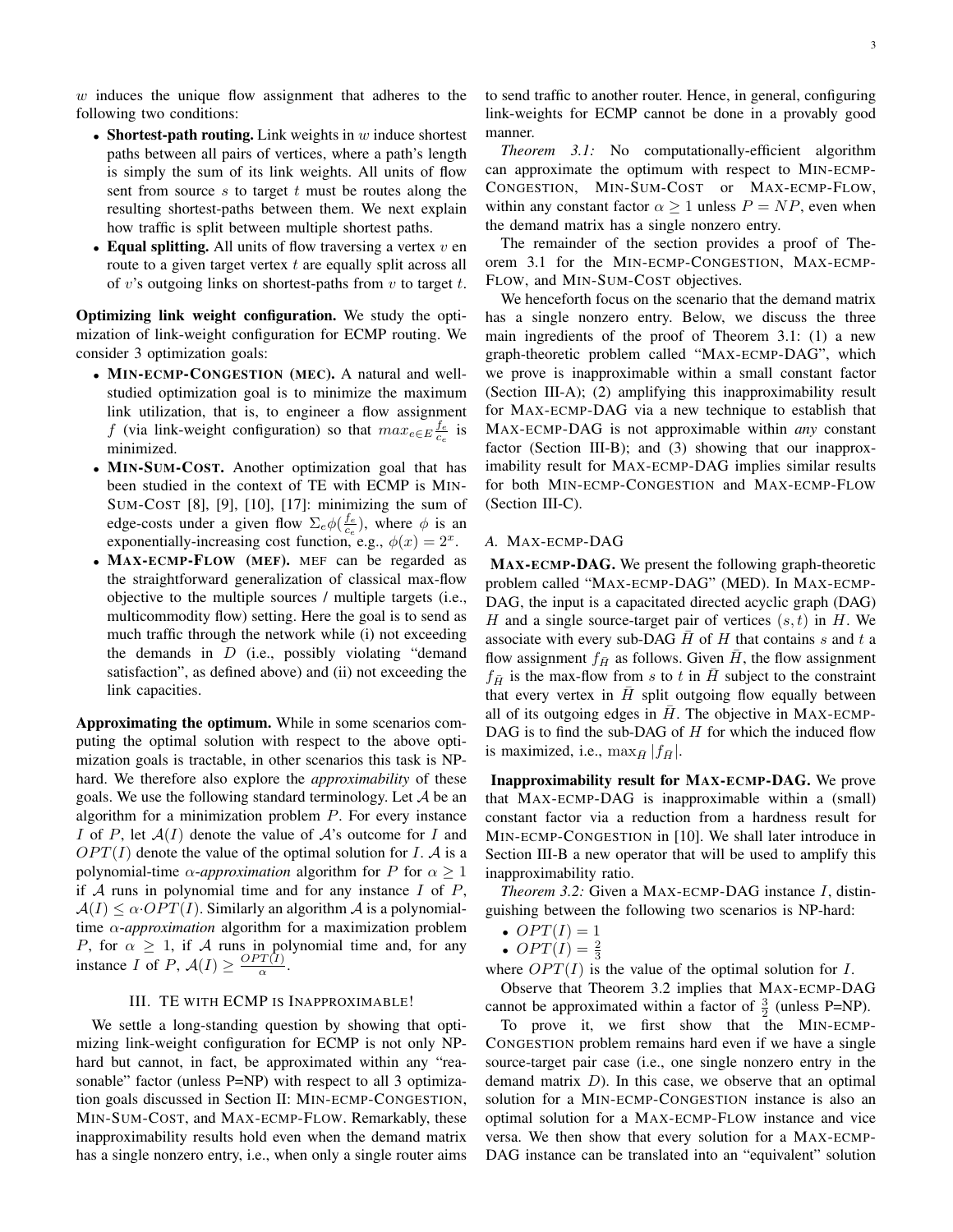$w$ induces the unique flow assignment that adheres to the following two conditions:

- **Shortest-path routing.** Link weights in $w$ induce shortest paths between all pairs of vertices, where a path's length is simply the sum of its link weights. All units of flow sent from source $s$ to target $t$ must be routes along the resulting shortest-paths between them. We next explain how traffic is split between multiple shortest paths.
- **Equal splitting.** All units of flow traversing a vertex $v$ en route to a given target vertex $t$ are equally split across all of $v$'s outgoing links on shortest-paths from $v$ to target $t$.

**Optimizing link weight configuration.** We study the optimization of link-weight configuration for ECMP routing. We consider 3 optimization goals:

- **MIN-ECMP-CONGESTION (MEC).** A natural and well-studied optimization goal is to minimize the maximum link utilization, that is, to engineer a flow assignment $f$ (via link-weight configuration) so that $max_{e \in E} \frac{f_e}{c_e}$ is minimized.
- **MIN-SUM-COST.** Another optimization goal that has been studied in the context of TE with ECMP is MIN-SUM-COST [8], [9], [10], [17]: minimizing the sum of edge-costs under a given flow $\Sigma_e \phi(\frac{f_e}{c_e})$, where $\phi$ is an exponentially-increasing cost function, e.g., $\phi(x) = 2^x$.
- **MAX-ECMP-FLOW (MEF).** MEF can be regarded as the straightforward generalization of classical max-flow objective to the multiple sources / multiple targets (i.e., multicommodity flow) setting. Here the goal is to send as much traffic through the network while (i) not exceeding the demands in $D$ (i.e., possibly violating "demand satisfaction", as defined above) and (ii) not exceeding the link capacities.

**Approximating the optimum.** While in some scenarios computing the optimal solution with respect to the above optimization goals is tractable, in other scenarios this task is NP-hard. We therefore also explore the *approximability* of these goals. We use the following standard terminology. Let $\mathcal{A}$ be an algorithm for a minimization problem $P$. For every instance $I$ of $P$, let $\mathcal{A}(I)$ denote the value of $\mathcal{A}$'s outcome for $I$ and $OPT(I)$ denote the value of the optimal solution for $I$. $\mathcal{A}$ is a polynomial-time $\alpha$*-approximation* algorithm for $P$ for $\alpha \geq 1$ if $\mathcal{A}$ runs in polynomial time and for any instance $I$ of $P$, $\mathcal{A}(I) \leq \alpha \cdot OPT(I)$. Similarly an algorithm $\mathcal{A}$ is a polynomial-time $\alpha$*-approximation* algorithm for a maximization problem $P$, for $\alpha \geq 1$, if $\mathcal{A}$ runs in polynomial time and, for any instance $I$ of $P$, $\mathcal{A}(I) \geq \frac{OPT(I)}{\alpha}$.

## III. TE WITH ECMP IS INAPPROXIMABLE!

We settle a long-standing question by showing that optimizing link-weight configuration for ECMP is not only NP-hard but cannot, in fact, be approximated within any "reasonable" factor (unless P=NP) with respect to all 3 optimization goals discussed in Section II: MIN-ECMP-CONGESTION, MIN-SUM-COST, and MAX-ECMP-FLOW. Remarkably, these inapproximability results hold even when the demand matrix has a single nonzero entry, i.e., when only a single router aims to send traffic to another router. Hence, in general, configuring link-weights for ECMP cannot be done in a provably good manner.

*Theorem 3.1:* No computationally-efficient algorithm can approximate the optimum with respect to MIN-ECMP-CONGESTION, MIN-SUM-COST or MAX-ECMP-FLOW, within any constant factor $\alpha \geq 1$ unless $P = NP$, even when the demand matrix has a single nonzero entry.

The remainder of the section provides a proof of Theorem 3.1 for the MIN-ECMP-CONGESTION, MAX-ECMP-FLOW, and MIN-SUM-COST objectives.

We henceforth focus on the scenario that the demand matrix has a single nonzero entry. Below, we discuss the three main ingredients of the proof of Theorem 3.1: (1) a new graph-theoretic problem called "MAX-ECMP-DAG", which we prove is inapproximable within a small constant factor (Section III-A); (2) amplifying this inapproximability result for MAX-ECMP-DAG via a new technique to establish that MAX-ECMP-DAG is not approximable within *any* constant factor (Section III-B); and (3) showing that our inapproximability result for MAX-ECMP-DAG implies similar results for both MIN-ECMP-CONGESTION and MAX-ECMP-FLOW (Section III-C).

### A. MAX-ECMP-DAG

**MAX-ECMP-DAG.** We present the following graph-theoretic problem called "MAX-ECMP-DAG" (MED). In MAX-ECMP-DAG, the input is a capacitated directed acyclic graph (DAG) $H$ and a single source-target pair of vertices $(s, t)$ in $H$. We associate with every sub-DAG $\bar{H}$ of $H$ that contains $s$ and $t$ a flow assignment $f_{\bar{H}}$ as follows. Given $\bar{H}$, the flow assignment $f_{\bar{H}}$ is the max-flow from $s$ to $t$ in $\bar{H}$ subject to the constraint that every vertex in $\bar{H}$ split outgoing flow equally between all of its outgoing edges in $\bar{H}$. The objective in MAX-ECMP-DAG is to find the sub-DAG of $H$ for which the induced flow is maximized, i.e., $\max_{\bar{H}} |f_{\bar{H}}|$.

**Inapproximability result for MAX-ECMP-DAG.** We prove that MAX-ECMP-DAG is inapproximable within a (small) constant factor via a reduction from a hardness result for MIN-ECMP-CONGESTION in [10]. We shall later introduce in Section III-B a new operator that will be used to amplify this inapproximability ratio.

*Theorem 3.2:* Given a MAX-ECMP-DAG instance $I$, distinguishing between the following two scenarios is NP-hard:

- $OPT(I) = 1$
- $OPT(I) = \frac{2}{3}$

where $OPT(I)$ is the value of the optimal solution for $I$.

Observe that Theorem 3.2 implies that MAX-ECMP-DAG cannot be approximated within a factor of $\frac{3}{2}$ (unless P=NP).

To prove it, we first show that the MIN-ECMP-CONGESTION problem remains hard even if we have a single source-target pair case (i.e., one single nonzero entry in the demand matrix $D$). In this case, we observe that an optimal solution for a MIN-ECMP-CONGESTION instance is also an optimal solution for a MAX-ECMP-FLOW instance and vice versa. We then show that every solution for a MAX-ECMP-DAG instance can be translated into an "equivalent" solution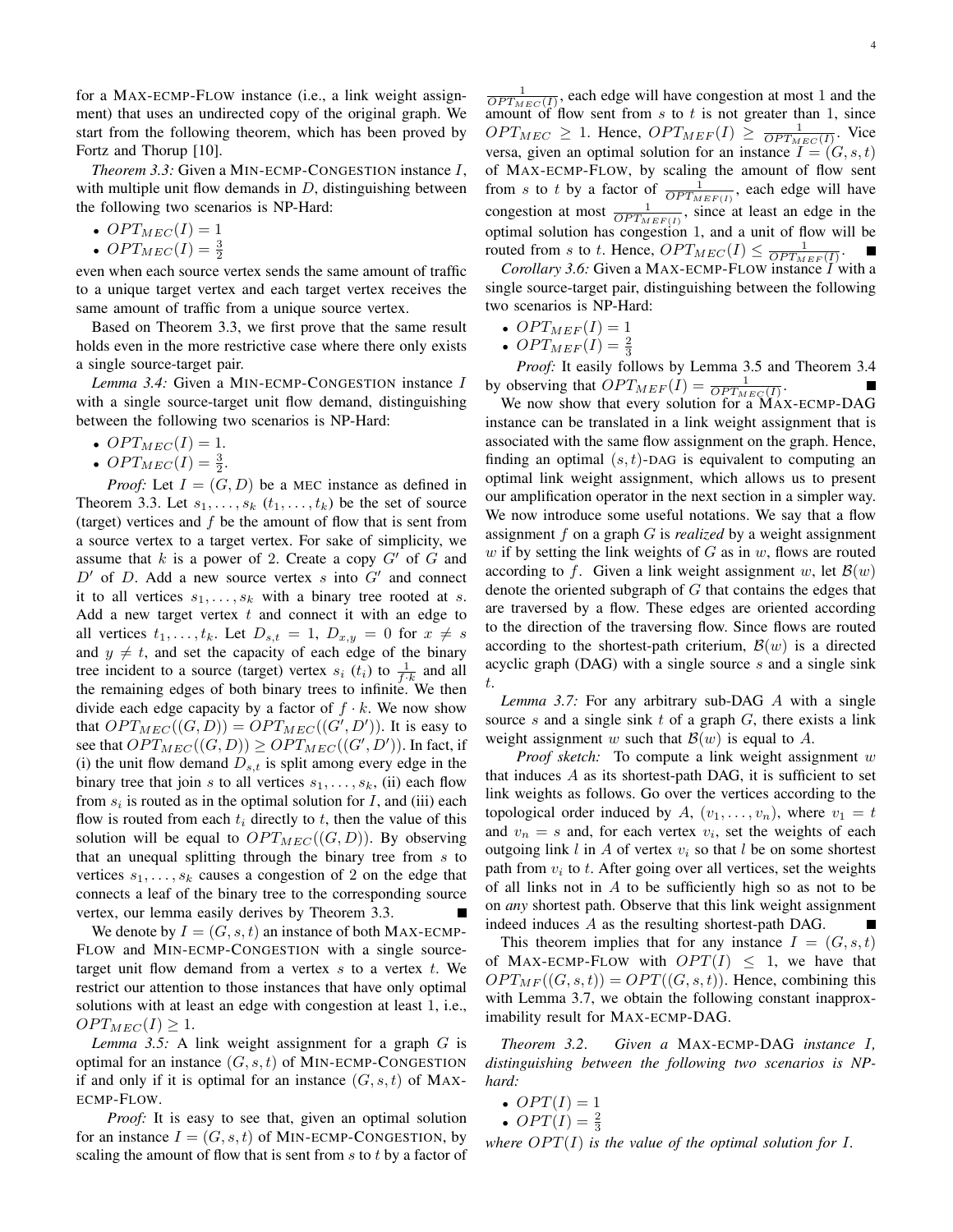for a MAX-ECMP-FLOW instance (i.e., a link weight assignment) that uses an undirected copy of the original graph. We start from the following theorem, which has been proved by Fortz and Thorup [10].

*Theorem 3.3:* Given a MIN-ECMP-CONGESTION instance $I$, with multiple unit flow demands in $D$, distinguishing between the following two scenarios is NP-Hard:

- $OPT_{MEC}(I) = 1$
- $OPT_{MEC}(I) = \frac{3}{2}$

even when each source vertex sends the same amount of traffic to a unique target vertex and each target vertex receives the same amount of traffic from a unique source vertex.

Based on Theorem 3.3, we first prove that the same result holds even in the more restrictive case where there only exists a single source-target pair.

*Lemma 3.4:* Given a MIN-ECMP-CONGESTION instance $I$ with a single source-target unit flow demand, distinguishing between the following two scenarios is NP-Hard:

- $OPT_{MEC}(I) = 1$.
- $OPT_{MEC}(I) = \frac{3}{2}$.

*Proof:* Let $I = (G, D)$ be a MEC instance as defined in Theorem 3.3. Let $s_1, \ldots, s_k$ ($t_1, \ldots, t_k$) be the set of source (target) vertices and $f$ be the amount of flow that is sent from a source vertex to a target vertex. For sake of simplicity, we assume that $k$ is a power of 2. Create a copy $G'$ of $G$ and $D'$ of $D$. Add a new source vertex $s$ into $G'$ and connect it to all vertices $s_1, \ldots, s_k$ with a binary tree rooted at $s$. Add a new target vertex $t$ and connect it with an edge to all vertices $t_1, \ldots, t_k$. Let $D_{s,t} = 1$, $D_{x,y} = 0$ for $x \neq s$ and $y \neq t$, and set the capacity of each edge of the binary tree incident to a source (target) vertex $s_i$ ($t_i$) to $\frac{1}{f \cdot k}$ and all the remaining edges of both binary trees to infinite. We then divide each edge capacity by a factor of $f \cdot k$. We now show that $OPT_{MEC}((G, D)) = OPT_{MEC}((G', D'))$. It is easy to see that $OPT_{MEC}((G, D)) \geq OPT_{MEC}((G', D'))$. In fact, if (i) the unit flow demand $D_{s,t}$ is split among every edge in the binary tree that join $s$ to all vertices $s_1, \ldots, s_k$, (ii) each flow from $s_i$ is routed as in the optimal solution for $I$, and (iii) each flow is routed from each $t_i$ directly to $t$, then the value of this solution will be equal to $OPT_{MEC}((G, D))$. By observing that an unequal splitting through the binary tree from $s$ to vertices $s_1, \ldots, s_k$ causes a congestion of 2 on the edge that connects a leaf of the binary tree to the corresponding source vertex, our lemma easily derives by Theorem 3.3. ■

We denote by $I = (G, s, t)$ an instance of both MAX-ECMP-FLOW and MIN-ECMP-CONGESTION with a single source-target unit flow demand from a vertex $s$ to a vertex $t$. We restrict our attention to those instances that have only optimal solutions with at least an edge with congestion at least 1, i.e., $OPT_{MEC}(I) \geq 1$.

*Lemma 3.5:* A link weight assignment for a graph $G$ is optimal for an instance $(G, s, t)$ of MIN-ECMP-CONGESTION if and only if it is optimal for an instance $(G, s, t)$ of MAX-ECMP-FLOW.

*Proof:* It is easy to see that, given an optimal solution for an instance $I = (G, s, t)$ of MIN-ECMP-CONGESTION, by scaling the amount of flow that is sent from $s$ to $t$ by a factor of $\frac{1}{OPT_{MEC}(I)}$, each edge will have congestion at most 1 and the amount of flow sent from $s$ to $t$ is not greater than 1, since $OPT_{MEC} \geq 1$. Hence, $OPT_{MEF}(I) \geq \frac{1}{OPT_{MEC}(I)}$. Vice versa, given an optimal solution for an instance $I = (G, s, t)$ of MAX-ECMP-FLOW, by scaling the amount of flow sent from $s$ to $t$ by a factor of $\frac{1}{OPT_{MEF(I)}}$, each edge will have congestion at most $\frac{1}{OPT_{MEF(I)}}$, since at least an edge in the optimal solution has congestion 1, and a unit of flow will be routed from $s$ to $t$. Hence, $OPT_{MEC}(I) \leq \frac{1}{OPT_{MEF}(I)}$. ■

*Corollary 3.6:* Given a MAX-ECMP-FLOW instance $I$ with a single source-target pair, distinguishing between the following two scenarios is NP-Hard:

- $OPT_{MEF}(I) = 1$
- $OPT_{MEF}(I) = \frac{2}{3}$

*Proof:* It easily follows by Lemma 3.5 and Theorem 3.4 by observing that $OPT_{MEF}(I) = \frac{1}{OPT_{MEC}(I)}$. ■

We now show that every solution for a MAX-ECMP-DAG instance can be translated in a link weight assignment that is associated with the same flow assignment on the graph. Hence, finding an optimal $(s,t)$-DAG is equivalent to computing an optimal link weight assignment, which allows us to present our amplification operator in the next section in a simpler way. We now introduce some useful notations. We say that a flow assignment $f$ on a graph $G$ is *realized* by a weight assignment $w$ if by setting the link weights of $G$ as in $w$, flows are routed according to $f$. Given a link weight assignment $w$, let $\mathcal{B}(w)$ denote the oriented subgraph of $G$ that contains the edges that are traversed by a flow. These edges are oriented according to the direction of the traversing flow. Since flows are routed according to the shortest-path criterium, $\mathcal{B}(w)$ is a directed acyclic graph (DAG) with a single source $s$ and a single sink $t$.

*Lemma 3.7:* For any arbitrary sub-DAG $A$ with a single source $s$ and a single sink $t$ of a graph $G$, there exists a link weight assignment $w$ such that $\mathcal{B}(w)$ is equal to $A$.

*Proof sketch:* To compute a link weight assignment $w$ that induces $A$ as its shortest-path DAG, it is sufficient to set link weights as follows. Go over the vertices according to the topological order induced by $A$, $(v_1, \ldots, v_n)$, where $v_1 = t$ and $v_n = s$ and, for each vertex $v_i$, set the weights of each outgoing link $l$ in $A$ of vertex $v_i$ so that $l$ be on some shortest path from $v_i$ to $t$. After going over all vertices, set the weights of all links not in $A$ to be sufficiently high so as not to be on *any* shortest path. Observe that this link weight assignment indeed induces $A$ as the resulting shortest-path DAG. ■

This theorem implies that for any instance $I = (G, s, t)$ of MAX-ECMP-FLOW with $OPT(I) \leq 1$, we have that $OPT_{MF}((G, s, t)) = OPT((G, s, t))$. Hence, combining this with Lemma 3.7, we obtain the following constant inapproximability result for MAX-ECMP-DAG.

*Theorem 3.2. Given a* MAX-ECMP-DAG *instance $I$, distinguishing between the following two scenarios is NP-hard:*

- $OPT(I) = 1$
- $OPT(I) = \frac{2}{3}$

*where $OPT(I)$ is the value of the optimal solution for $I$.*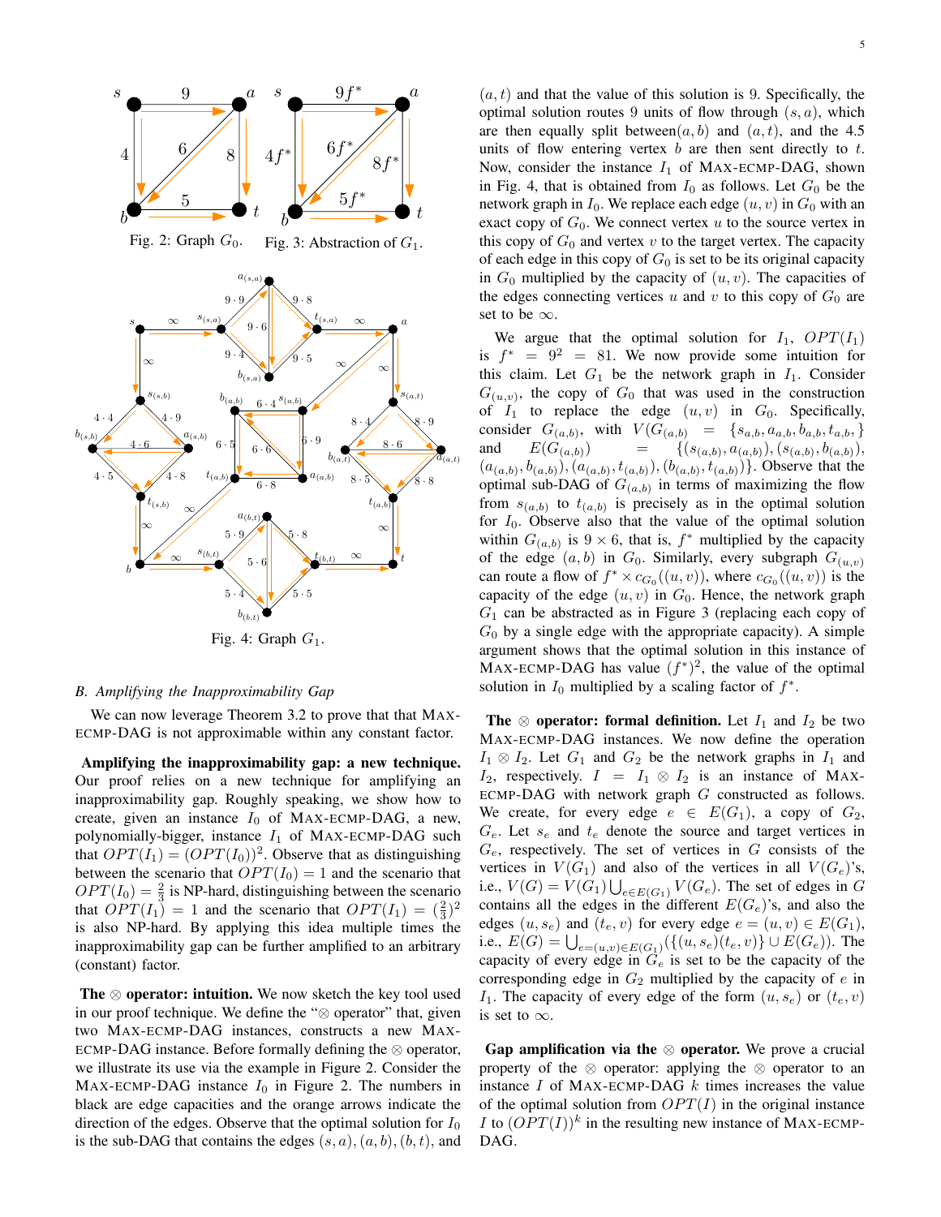Fig. 2: Graph $G_0$.

Fig. 3: Abstraction of $G_1$.

Fig. 4: Graph $G_1$.

### B. Amplifying the Inapproximability Gap

We can now leverage Theorem 3.2 to prove that that MAX-ECMP-DAG is not approximable within any constant factor.

**Amplifying the inapproximability gap: a new technique.** Our proof relies on a new technique for amplifying an inapproximability gap. Roughly speaking, we show how to create, given an instance $I_0$ of MAX-ECMP-DAG, a new, polynomially-bigger, instance $I_1$ of MAX-ECMP-DAG such that $OPT(I_1) = (OPT(I_0))^2$. Observe that as distinguishing between the scenario that $OPT(I_0) = 1$ and the scenario that $OPT(I_0) = \frac{2}{3}$ is NP-hard, distinguishing between the scenario that $OPT(I_1) = 1$ and the scenario that $OPT(I_1) = (\frac{2}{3})^2$ is also NP-hard. By applying this idea multiple times the inapproximability gap can be further amplified to an arbitrary (constant) factor.

**The $\otimes$ operator: intuition.** We now sketch the key tool used in our proof technique. We define the "$\otimes$ operator" that, given two MAX-ECMP-DAG instances, constructs a new MAX-ECMP-DAG instance. Before formally defining the $\otimes$ operator, we illustrate its use via the example in Figure 2. Consider the MAX-ECMP-DAG instance $I_0$ in Figure 2. The numbers in black are edge capacities and the orange arrows indicate the direction of the edges. Observe that the optimal solution for $I_0$ is the sub-DAG that contains the edges $(s, a), (a, b), (b, t)$, and $(a, t)$ and that the value of this solution is 9. Specifically, the optimal solution routes 9 units of flow through $(s, a)$, which are then equally split between$(a, b)$ and $(a, t)$, and the 4.5 units of flow entering vertex $b$ are then sent directly to $t$. Now, consider the instance $I_1$ of MAX-ECMP-DAG, shown in Fig. 4, that is obtained from $I_0$ as follows. Let $G_0$ be the network graph in $I_0$. We replace each edge $(u, v)$ in $G_0$ with an exact copy of $G_0$. We connect vertex $u$ to the source vertex in this copy of $G_0$ and vertex $v$ to the target vertex. The capacity of each edge in this copy of $G_0$ is set to be its original capacity in $G_0$ multiplied by the capacity of $(u, v)$. The capacities of the edges connecting vertices $u$ and $v$ to this copy of $G_0$ are set to be $\infty$.

We argue that the optimal solution for $I_1$, $OPT(I_1)$ is $f^* = 9^2 = 81$. We now provide some intuition for this claim. Let $G_1$ be the network graph in $I_1$. Consider $G_{(u,v)}$, the copy of $G_0$ that was used in the construction of $I_1$ to replace the edge $(u, v)$ in $G_0$. Specifically, consider $G_{(a,b)}$, with $V(G_{(a,b)} = \{s_{a,b}, a_{a,b}, b_{a,b}, t_{a,b}\}$ and $E(G_{(a,b)}) = \{(s_{(a,b)}, a_{(a,b)}), (s_{(a,b)}, b_{(a,b)}), (a_{(a,b)}, b_{(a,b)}), (a_{(a,b)}, t_{(a,b)}), (b_{(a,b)}, t_{(a,b)})\}$. Observe that the optimal sub-DAG of $G_{(a,b)}$ in terms of maximizing the flow from $s_{(a,b)}$ to $t_{(a,b)}$ is precisely as in the optimal solution for $I_0$. Observe also that the value of the optimal solution within $G_{(a,b)}$ is $9 \times 6$, that is, $f^*$ multiplied by the capacity of the edge $(a, b)$ in $G_0$. Similarly, every subgraph $G_{(u,v)}$ can route a flow of $f^* \times c_{G_0}((u, v))$, where $c_{G_0}((u, v))$ is the capacity of the edge $(u, v)$ in $G_0$. Hence, the network graph $G_1$ can be abstracted as in Figure 3 (replacing each copy of $G_0$ by a single edge with the appropriate capacity). A simple argument shows that the optimal solution in this instance of MAX-ECMP-DAG has value $(f^*)^2$, the value of the optimal solution in $I_0$ multiplied by a scaling factor of $f^*$.

**The $\otimes$ operator: formal definition.** Let $I_1$ and $I_2$ be two MAX-ECMP-DAG instances. We now define the operation $I_1 \otimes I_2$. Let $G_1$ and $G_2$ be the network graphs in $I_1$ and $I_2$, respectively. $I = I_1 \otimes I_2$ is an instance of MAX-ECMP-DAG with network graph $G$ constructed as follows. We create, for every edge $e \in E(G_1)$, a copy of $G_2$, $G_e$. Let $s_e$ and $t_e$ denote the source and target vertices in $G_e$, respectively. The set of vertices in $G$ consists of the vertices in $V(G_1)$ and also of the vertices in all $V(G_e)$'s, i.e., $V(G) = V(G_1) \bigcup_{e \in E(G_1)} V(G_e)$. The set of edges in $G$ contains all the edges in the different $E(G_e)$'s, and also the edges $(u, s_e)$ and $(t_e, v)$ for every edge $e = (u, v) \in E(G_1)$, i.e., $E(G) = \bigcup_{e=(u,v) \in E(G_1)} (\{(u, s_e)(t_e, v)\} \cup E(G_e))$. The capacity of every edge in $G_e$ is set to be the capacity of the corresponding edge in $G_2$ multiplied by the capacity of $e$ in $I_1$. The capacity of every edge of the form $(u, s_e)$ or $(t_e, v)$ is set to $\infty$.

**Gap amplification via the $\otimes$ operator.** We prove a crucial property of the $\otimes$ operator: applying the $\otimes$ operator to an instance $I$ of MAX-ECMP-DAG $k$ times increases the value of the optimal solution from $OPT(I)$ in the original instance $I$ to $(OPT(I))^k$ in the resulting new instance of MAX-ECMP-DAG.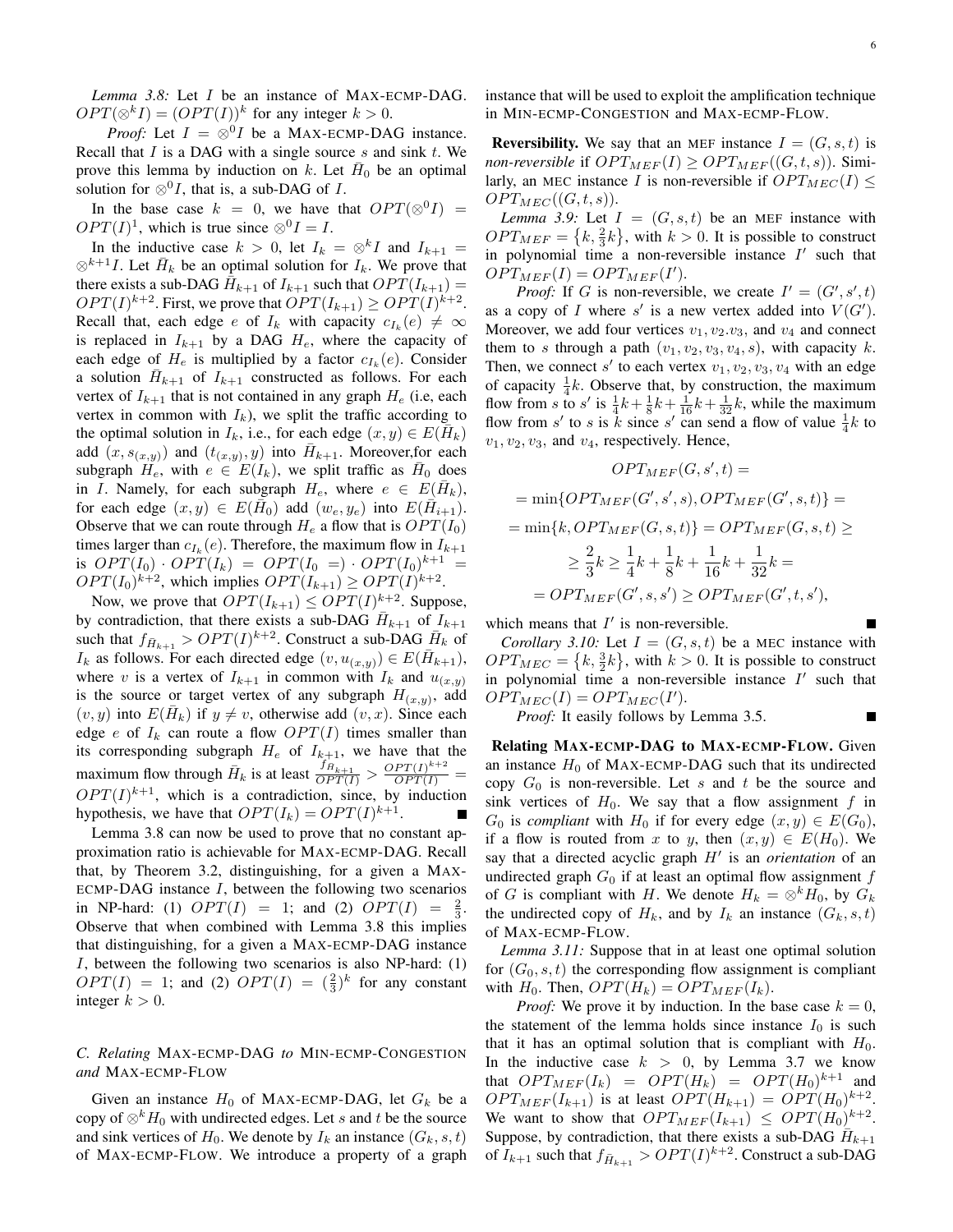*Lemma 3.8:* Let $I$ be an instance of MAX-ECMP-DAG. $OPT(\otimes^k I) = (OPT(I))^k$ for any integer $k > 0$.

*Proof:* Let $I = \otimes^0 I$ be a MAX-ECMP-DAG instance. Recall that $I$ is a DAG with a single source $s$ and sink $t$. We prove this lemma by induction on $k$. Let $\bar{H}_0$ be an optimal solution for $\otimes^0 I$, that is, a sub-DAG of $I$.

In the base case $k = 0$, we have that $OPT(\otimes^0 I) = OPT(I)^1$, which is true since $\otimes^0 I = I$.

In the inductive case $k > 0$, let $I_k = \otimes^k I$ and $I_{k+1} = \otimes^{k+1} I$. Let $\bar{H}_k$ be an optimal solution for $I_k$. We prove that there exists a sub-DAG $\bar{H}_{k+1}$ of $I_{k+1}$ such that $OPT(I_{k+1}) = OPT(I)^{k+2}$. First, we prove that $OPT(I_{k+1}) \geq OPT(I)^{k+2}$. Recall that, each edge $e$ of $I_k$ with capacity $c_{I_k}(e) \neq \infty$ is replaced in $I_{k+1}$ by a DAG $H_e$, where the capacity of each edge of $H_e$ is multiplied by a factor $c_{I_k}(e)$. Consider a solution $\bar{H}_{k+1}$ of $I_{k+1}$ constructed as follows. For each vertex of $I_{k+1}$ that is not contained in any graph $H_e$ (i.e, each vertex in common with $I_k$), we split the traffic according to the optimal solution in $I_k$, i.e., for each edge $(x, y) \in E(\bar{H}_k)$ add $(x, s_{(x,y)})$ and $(t_{(x,y)}, y)$ into $\bar{H}_{k+1}$. Moreover,for each subgraph $H_e$, with $e \in E(I_k)$, we split traffic as $\bar{H}_0$ does in $I$. Namely, for each subgraph $H_e$, where $e \in E(\bar{H}_k)$, for each edge $(x, y) \in E(\bar{H}_0)$ add $(w_e, y_e)$ into $E(\bar{H}_{i+1})$. Observe that we can route through $H_e$ a flow that is $OPT(I_0)$ times larger than $c_{I_k}(e)$. Therefore, the maximum flow in $I_{k+1}$ is $OPT(I_0) \cdot OPT(I_k) = OPT(I_0 \;=) \cdot OPT(I_0)^{k+1} = OPT(I_0)^{k+2}$, which implies $OPT(I_{k+1}) \geq OPT(I)^{k+2}$.

Now, we prove that $OPT(I_{k+1}) \leq OPT(I)^{k+2}$. Suppose, by contradiction, that there exists a sub-DAG $\bar{H}_{k+1}$ of $I_{k+1}$ such that $f_{\bar{H}_{k+1}} > OPT(I)^{k+2}$. Construct a sub-DAG $\bar{H}_k$ of $I_k$ as follows. For each directed edge $(v, u_{(x,y)}) \in E(\bar{H}_{k+1})$, where $v$ is a vertex of $I_{k+1}$ in common with $I_k$ and $u_{(x,y)}$ is the source or target vertex of any subgraph $H_{(x,y)}$, add $(v, y)$ into $E(\bar{H}_k)$ if $y \neq v$, otherwise add $(v, x)$. Since each edge $e$ of $I_k$ can route a flow $OPT(I)$ times smaller than its corresponding subgraph $H_e$ of $I_{k+1}$, we have that the maximum flow through $\bar{H}_k$ is at least $\frac{f_{\bar{H}_{k+1}}}{OPT(I)} > \frac{OPT(I)^{k+2}}{OPT(I)} = OPT(I)^{k+1}$, which is a contradiction, since, by induction hypothesis, we have that $OPT(I_k) = OPT(I)^{k+1}$. ■

Lemma 3.8 can now be used to prove that no constant approximation ratio is achievable for MAX-ECMP-DAG. Recall that, by Theorem 3.2, distinguishing, for a given a MAX-ECMP-DAG instance $I$, between the following two scenarios in NP-hard: (1) $OPT(I) = 1$; and (2) $OPT(I) = \frac{2}{3}$. Observe that when combined with Lemma 3.8 this implies that distinguishing, for a given a MAX-ECMP-DAG instance $I$, between the following two scenarios is also NP-hard: (1) $OPT(I) = 1$; and (2) $OPT(I) = (\frac{2}{3})^k$ for any constant integer $k > 0$.

### *C. Relating* MAX-ECMP-DAG *to* MIN-ECMP-CONGESTION *and* MAX-ECMP-FLOW

Given an instance $H_0$ of MAX-ECMP-DAG, let $G_k$ be a copy of $\otimes^k H_0$ with undirected edges. Let $s$ and $t$ be the source and sink vertices of $H_0$. We denote by $I_k$ an instance $(G_k, s, t)$ of MAX-ECMP-FLOW. We introduce a property of a graph instance that will be used to exploit the amplification technique in MIN-ECMP-CONGESTION and MAX-ECMP-FLOW.

**Reversibility.** We say that an MEF instance $I = (G, s, t)$ is *non-reversible* if $OPT_{MEF}(I) \geq OPT_{MEF}((G, t, s))$. Similarly, an MEC instance $I$ is non-reversible if $OPT_{MEC}(I) \leq OPT_{MEC}((G, t, s))$.

*Lemma 3.9:* Let $I = (G, s, t)$ be an MEF instance with $OPT_{MEF} = \{k, \frac{2}{3}k\}$, with $k > 0$. It is possible to construct in polynomial time a non-reversible instance $I'$ such that $OPT_{MEF}(I) = OPT_{MEF}(I')$.

*Proof:* If $G$ is non-reversible, we create $I' = (G', s', t)$ as a copy of $I$ where $s'$ is a new vertex added into $V(G')$. Moreover, we add four vertices $v_1, v_2.v_3$, and $v_4$ and connect them to $s$ through a path $(v_1, v_2, v_3, v_4, s)$, with capacity $k$. Then, we connect $s'$ to each vertex $v_1, v_2, v_3, v_4$ with an edge of capacity $\frac{1}{4}k$. Observe that, by construction, the maximum flow from $s$ to $s'$ is $\frac{1}{4}k + \frac{1}{8}k + \frac{1}{16}k + \frac{1}{32}k$, while the maximum flow from $s'$ to $s$ is $k$ since $s'$ can send a flow of value $\frac{1}{4}k$ to $v_1, v_2, v_3$, and $v_4$, respectively. Hence,

$$
\begin{aligned}
&OPT_{MEF}(G, s', t) = \\
&= \min\{OPT_{MEF}(G', s', s), OPT_{MEF}(G', s, t)\} = \\
&= \min\{k, OPT_{MEF}(G, s, t)\} = OPT_{MEF}(G, s, t) \geq \\
&\geq \frac{2}{3}k \geq \frac{1}{4}k + \frac{1}{8}k + \frac{1}{16}k + \frac{1}{32}k = \\
&= OPT_{MEF}(G', s, s') \geq OPT_{MEF}(G', t, s'),
\end{aligned}
$$

which means that $I'$ is non-reversible. ■

*Corollary 3.10:* Let $I = (G, s, t)$ be a MEC instance with $OPT_{MEC} = \{k, \frac{3}{2}k\}$, with $k > 0$. It is possible to construct in polynomial time a non-reversible instance $I'$ such that $OPT_{MEC}(I) = OPT_{MEC}(I')$.

*Proof:* It easily follows by Lemma 3.5. ■

**Relating MAX-ECMP-DAG to MAX-ECMP-FLOW.** Given an instance $H_0$ of MAX-ECMP-DAG such that its undirected copy $G_0$ is non-reversible. Let $s$ and $t$ be the source and sink vertices of $H_0$. We say that a flow assignment $f$ in $G_0$ is *compliant* with $H_0$ if for every edge $(x, y) \in E(G_0)$, if a flow is routed from $x$ to $y$, then $(x, y) \in E(H_0)$. We say that a directed acyclic graph $H'$ is an *orientation* of an undirected graph $G_0$ if at least an optimal flow assignment $f$ of $G$ is compliant with $H$. We denote $H_k = \otimes^k H_0$, by $G_k$ the undirected copy of $H_k$, and by $I_k$ an instance $(G_k, s, t)$ of MAX-ECMP-FLOW.

*Lemma 3.11:* Suppose that in at least one optimal solution for $(G_0, s, t)$ the corresponding flow assignment is compliant with $H_0$. Then, $OPT(H_k) = OPT_{MEF}(I_k)$.

*Proof:* We prove it by induction. In the base case $k = 0$, the statement of the lemma holds since instance $I_0$ is such that it has an optimal solution that is compliant with $H_0$. In the inductive case $k > 0$, by Lemma 3.7 we know that $OPT_{MEF}(I_k) = OPT(H_k) = OPT(H_0)^{k+1}$ and $OPT_{MEF}(I_{k+1})$ is at least $OPT(H_{k+1}) = OPT(H_0)^{k+2}$. We want to show that $OPT_{MEF}(I_{k+1}) \leq OPT(H_0)^{k+2}$. Suppose, by contradiction, that there exists a sub-DAG $\bar{H}_{k+1}$ of $I_{k+1}$ such that $f_{\bar{H}_{k+1}} > OPT(I)^{k+2}$. Construct a sub-DAG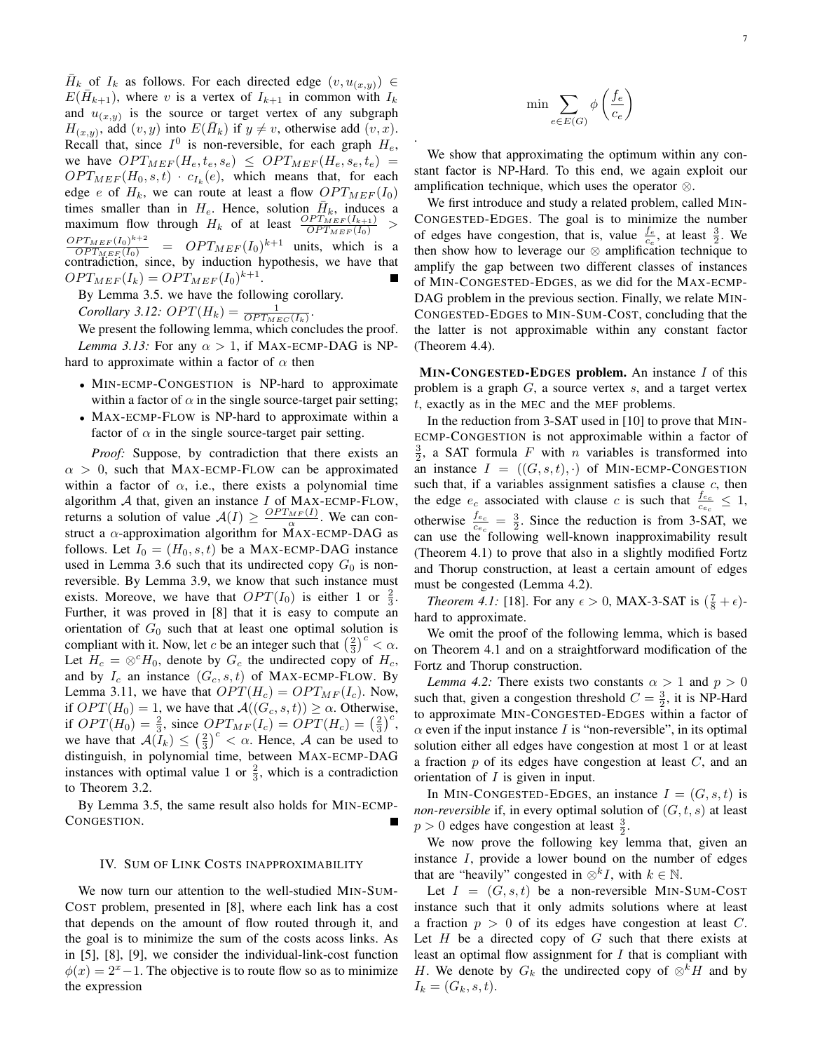$\bar{H}_k$ of $I_k$ as follows. For each directed edge $(v, u_{(x,y)}) \in E(\bar{H}_{k+1})$, where $v$ is a vertex of $I_{k+1}$ in common with $I_k$ and $u_{(x,y)}$ is the source or target vertex of any subgraph $H_{(x,y)}$, add $(v, y)$ into $E(\bar{H}_k)$ if $y \neq v$, otherwise add $(v, x)$. Recall that, since $I^0$ is non-reversible, for each graph $H_e$, we have $OPT_{MEF}(H_e, t_e, s_e) \leq OPT_{MEF}(H_e, s, t_e) = OPT_{MEF}(H_0, s, t) \cdot c_{I_k}(e)$, which means that, for each edge $e$ of $H_k$, we can route at least a flow $OPT_{MEF}(I_0)$ times smaller than in $H_e$. Hence, solution $\bar{H}_k$, induces a maximum flow through $H_k$ of at least $\frac{OPT_{MEF}(I_{k+1})}{OPT_{MEF}(I_0)} > \frac{OPT_{MEF}(I_0)^{k+2}}{OPT_{MEF}(I_0)} = OPT_{MEF}(I_0)^{k+1}$ units, which is a contradiction, since, by induction hypothesis, we have that $OPT_{MEF}(I_k) = OPT_{MEF}(I_0)^{k+1}$. ■

By Lemma 3.5. we have the following corollary.

*Corollary 3.12:* $OPT(H_k) = \frac{1}{OPT_{MEC}(I_k)}$.

We present the following lemma, which concludes the proof.

*Lemma 3.13:* For any $\alpha > 1$, if MAX-ECMP-DAG is NP-hard to approximate within a factor of $\alpha$ then

- MIN-ECMP-CONGESTION is NP-hard to approximate within a factor of $\alpha$ in the single source-target pair setting;
- MAX-ECMP-FLOW is NP-hard to approximate within a factor of $\alpha$ in the single source-target pair setting.

*Proof:* Suppose, by contradiction that there exists an $\alpha > 0$, such that MAX-ECMP-FLOW can be approximated within a factor of $\alpha$, i.e., there exists a polynomial time algorithm $\mathcal{A}$ that, given an instance $I$ of MAX-ECMP-FLOW, returns a solution of value $\mathcal{A}(I) \geq \frac{OPT_{MF}(I)}{\alpha}$. We can construct a $\alpha$-approximation algorithm for MAX-ECMP-DAG as follows. Let $I_0 = (H_0, s, t)$ be a MAX-ECMP-DAG instance used in Lemma 3.6 such that its undirected copy $G_0$ is non-reversible. By Lemma 3.9, we know that such instance must exists. Moreove, we have that $OPT(I_0)$ is either 1 or $\frac{2}{3}$. Further, it was proved in [8] that it is easy to compute an orientation of $G_0$ such that at least one optimal solution is compliant with it. Now, let $c$ be an integer such that $\left(\frac{2}{3}\right)^c < \alpha$. Let $H_c = \otimes^c H_0$, denote by $G_c$ the undirected copy of $H_c$, and by $I_c$ an instance $(G_c, s, t)$ of MAX-ECMP-FLOW. By Lemma 3.11, we have that $OPT(H_c) = OPT_{MF}(I_c)$. Now, if $OPT(H_0) = 1$, we have that $\mathcal{A}((G_c, s, t)) \geq \alpha$. Otherwise, if $OPT(H_0) = \frac{2}{3}$, since $OPT_{MF}(I_c) = OPT(H_c) = \left(\frac{2}{3}\right)^c$, we have that $\mathcal{A}(I_k) \leq \left(\frac{2}{3}\right)^c < \alpha$. Hence, $\mathcal{A}$ can be used to distinguish, in polynomial time, between MAX-ECMP-DAG instances with optimal value 1 or $\frac{2}{3}$, which is a contradiction to Theorem 3.2.

By Lemma 3.5, the same result also holds for MIN-ECMP-CONGESTION. ■

## IV. SUM OF LINK COSTS INAPPROXIMABILITY

We now turn our attention to the well-studied MIN-SUM-COST problem, presented in [8], where each link has a cost that depends on the amount of flow routed through it, and the goal is to minimize the sum of the costs acoss links. As in [5], [8], [9], we consider the individual-link-cost function $\phi(x) = 2^x - 1$. The objective is to route flow so as to minimize the expression

$$\min \sum_{e \in E(G)} \phi\left(\frac{f_e}{c_e}\right)$$

.

We show that approximating the optimum within any constant factor is NP-Hard. To this end, we again exploit our amplification technique, which uses the operator $\otimes$.

We first introduce and study a related problem, called MIN-CONGESTED-EDGES. The goal is to minimize the number of edges have congestion, that is, value $\frac{f_e}{c_e}$, at least $\frac{3}{2}$. We then show how to leverage our $\otimes$ amplification technique to amplify the gap between two different classes of instances of MIN-CONGESTED-EDGES, as we did for the MAX-ECMP-DAG problem in the previous section. Finally, we relate MIN-CONGESTED-EDGES to MIN-SUM-COST, concluding that the the latter is not approximable within any constant factor (Theorem 4.4).

**MIN-CONGESTED-EDGES problem.** An instance $I$ of this problem is a graph $G$, a source vertex $s$, and a target vertex $t$, exactly as in the MEC and the MEF problems.

In the reduction from 3-SAT used in [10] to prove that MIN-ECMP-CONGESTION is not approximable within a factor of $\frac{3}{2}$, a SAT formula $F$ with $n$ variables is transformed into an instance $I = ((G, s, t), \cdot)$ of MIN-ECMP-CONGESTION such that, if a variables assignment satisfies a clause $c$, then the edge $e_c$ associated with clause $c$ is such that $\frac{f_{e_c}}{c_{e_c}} \leq 1$, otherwise $\frac{f_{e_c}}{c_{e_c}} = \frac{3}{2}$. Since the reduction is from 3-SAT, we can use the following well-known inapproximability result (Theorem 4.1) to prove that also in a slightly modified Fortz and Thorup construction, at least a certain amount of edges must be congested (Lemma 4.2).

*Theorem 4.1:* [18]. For any $\epsilon > 0$, MAX-3-SAT is $(\frac{7}{8} + \epsilon)$-hard to approximate.

We omit the proof of the following lemma, which is based on Theorem 4.1 and on a straightforward modification of the Fortz and Thorup construction.

*Lemma 4.2:* There exists two constants $\alpha > 1$ and $p > 0$ such that, given a congestion threshold $C = \frac{3}{2}$, it is NP-Hard to approximate MIN-CONGESTED-EDGES within a factor of $\alpha$ even if the input instance $I$ is "non-reversible", in its optimal solution either all edges have congestion at most 1 or at least a fraction $p$ of its edges have congestion at least $C$, and an orientation of $I$ is given in input.

In MIN-CONGESTED-EDGES, an instance $I = (G, s, t)$ is *non-reversible* if, in every optimal solution of $(G, t, s)$ at least $p > 0$ edges have congestion at least $\frac{3}{2}$.

We now prove the following key lemma that, given an instance $I$, provide a lower bound on the number of edges that are "heavily" congested in $\otimes^k I$, with $k \in \mathbb{N}$.

Let $I = (G, s, t)$ be a non-reversible MIN-SUM-COST instance such that it only admits solutions where at least a fraction $p > 0$ of its edges have congestion at least $C$. Let $H$ be a directed copy of $G$ such that there exists at least an optimal flow assignment for $I$ that is compliant with $H$. We denote by $G_k$ the undirected copy of $\otimes^k H$ and by $I_k = (G_k, s, t)$.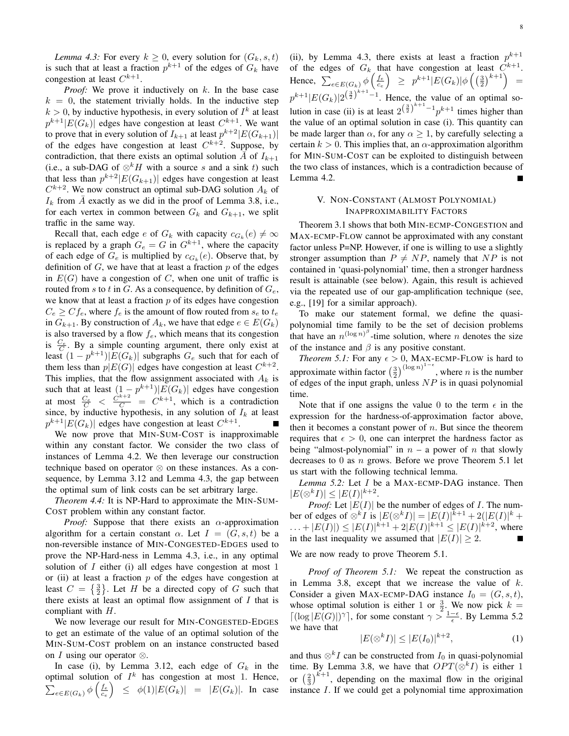*Lemma 4.3:* For every $k \geq 0$, every solution for $(G_k, s, t)$ is such that at least a fraction $p^{k+1}$ of the edges of $G_k$ have congestion at least $C^{k+1}$.

*Proof:* We prove it inductively on $k$. In the base case $k = 0$, the statement trivially holds. In the inductive step $k > 0$, by inductive hypothesis, in every solution of $I^k$ at least $p^{k+1}|E(G_k)|$ edges have congestion at least $C^{k+1}$. We want to prove that in every solution of $I_{k+1}$ at least $p^{k+2}|E(G_{k+1})|$ of the edges have congestion at least $C^{k+2}$. Suppose, by contradiction, that there exists an optimal solution $\bar{A}$ of $I_{k+1}$ (i.e., a sub-DAG of $\otimes^k H$ with a source $s$ and a sink $t$) such that less than $p^{k+2}|E(G_{k+1})|$ edges have congestion at least $C^{k+2}$. We now construct an optimal sub-DAG solution $A_k$ of $I_k$ from $\bar{A}$ exactly as we did in the proof of Lemma 3.8, i.e., for each vertex in common between $G_k$ and $G_{k+1}$, we split traffic in the same way.

Recall that, each edge $e$ of $G_k$ with capacity $c_{G_k}(e) \neq \infty$ is replaced by a graph $G_e = G$ in $G^{k+1}$, where the capacity of each edge of $G_e$ is multiplied by $c_{G_k}(e)$. Observe that, by definition of $G$, we have that at least a fraction $p$ of the edges in $E(G)$ have a congestion of $C$, when one unit of traffic is routed from $s$ to $t$ in $G$. As a consequence, by definition of $G_e$, we know that at least a fraction $p$ of its edges have congestion $C_e \geq C f_e$, where $f_e$ is the amount of flow routed from $s_e$ to $t_e$ in $G_{k+1}$. By construction of $A_k$, we have that edge $e \in E(G_k)$ is also traversed by a flow $f_e$, which means that its congestion is $\frac{C_e}{C}$. By a simple counting argument, there only exist at least $(1-p^{k+1})|E(G_k)|$ subgraphs $G_e$ such that for each of them less than $p|E(G)|$ edges have congestion at least $C^{k+2}$. This implies, that the flow assignment associated with $A_k$ is such that at least $(1-p^{k+1})|E(G_k)|$ edges have congestion at most $\frac{C_e}{C} < \frac{C^{k+2}}{C} = C^{k+1}$, which is a contradiction since, by inductive hypothesis, in any solution of $I_k$ at least $p^{k+1}|E(G_k)|$ edges have congestion at least $C^{k+1}$. ∎

We now prove that MIN-SUM-COST is inapproximable within any constant factor. We consider the two class of instances of Lemma 4.2. We then leverage our construction technique based on operator $\otimes$ on these instances. As a consequence, by Lemma 3.12 and Lemma 4.3, the gap between the optimal sum of link costs can be set arbitrary large.

*Theorem 4.4:* It is NP-Hard to approximate the MIN-SUM-COST problem within any constant factor.

*Proof:* Suppose that there exists an $\alpha$-approximation algorithm for a certain constant $\alpha$. Let $I = (G, s, t)$ be a non-reversible instance of MIN-CONGESTED-EDGES used to prove the NP-Hard-ness in Lemma 4.3, i.e., in any optimal solution of $I$ either (i) all edges have congestion at most 1 or (ii) at least a fraction $p$ of the edges have congestion at least $C = \left\{\frac{3}{2}\right\}$. Let $H$ be a directed copy of $G$ such that there exists at least an optimal flow assignment of $I$ that is compliant with $H$.

We now leverage our result for MIN-CONGESTED-EDGES to get an estimate of the value of an optimal solution of the MIN-SUM-COST problem on an instance constructed based on $I$ using our operator $\otimes$.

In case (i), by Lemma 3.12, each edge of $G_k$ in the optimal solution of $I^k$ has congestion at most 1. Hence, $\sum_{e\in E(G_k)} \phi\left(\frac{f_e}{c_e}\right) \leq \phi(1)|E(G_k)| = |E(G_k)|$. In case (ii), by Lemma 4.3, there exists at least a fraction $p^{k+1}$ of the edges of $G_k$ that have congestion at least $C^{k+1}$. Hence, $\sum_{e\in E(G_k)} \phi\left(\frac{f_e}{c_e}\right) \geq p^{k+1}|E(G_k)|\phi\left(\left(\frac{3}{2}\right)^{k+1}\right) = p^{k+1}|E(G_k)|2^{\left(\frac{3}{2}\right)^{k+1}-1}$. Hence, the value of an optimal solution in case (ii) is at least $2^{\left(\frac{3}{2}\right)^{k+1}-1}p^{k+1}$ times higher than the value of an optimal solution in case (i). This quantity can be made larger than $\alpha$, for any $\alpha \geq 1$, by carefully selecting a certain $k > 0$. This implies that, an $\alpha$-approximation algorithm for MIN-SUM-COST can be exploited to distinguish between the two class of instances, which is a contradiction because of Lemma 4.2. ∎

## V. NON-CONSTANT (ALMOST POLYNOMIAL) INAPPROXIMABILITY FACTORS

Theorem 3.1 shows that both MIN-ECMP-CONGESTION and MAX-ECMP-FLOW cannot be approximated with any constant factor unless P=NP. However, if one is willing to use a slightly stronger assumption than $P \neq NP$, namely that $NP$ is not contained in 'quasi-polynomial' time, then a stronger hardness result is attainable (see below). Again, this result is achieved via the repeated use of our gap-amplification technique (see, e.g., [19] for a similar approach).

To make our statement formal, we define the quasi-polynomial time family to be the set of decision problems that have an $n^{(\log n)^\beta}$-time solution, where $n$ denotes the size of the instance and $\beta$ is any positive constant.

*Theorem 5.1:* For any $\epsilon > 0$, MAX-ECMP-FLOW is hard to approximate within factor $\left(\frac{3}{2}\right)^{(\log n)^{1-\epsilon}}$, where $n$ is the number of edges of the input graph, unless $NP$ is in quasi polynomial time.

Note that if one assigns the value 0 to the term $\epsilon$ in the expression for the hardness-of-approximation factor above, then it becomes a constant power of $n$. But since the theorem requires that $\epsilon > 0$, one can interpret the hardness factor as being "almost-polynomial" in $n$ – a power of $n$ that slowly decreases to 0 as $n$ grows. Before we prove Theorem 5.1 let us start with the following technical lemma.

*Lemma 5.2:* Let $I$ be a MAX-ECMP-DAG instance. Then $|E(\otimes^k I)| \leq |E(I)|^{k+2}$.

*Proof:* Let $|E(I)|$ be the number of edges of $I$. The number of edges of $\otimes^k I$ is $|E(\otimes^k I)| = |E(I)|^{k+1} + 2(|E(I)|^k + \ldots + |E(I)|) \leq |E(I)|^{k+1} + 2|E(I)|^{k+1} \leq |E(I)|^{k+2}$, where in the last inequality we assumed that $|E(I)| \geq 2$. ∎

We are now ready to prove Theorem 5.1.

*Proof of Theorem 5.1:* We repeat the construction as in Lemma 3.8, except that we increase the value of $k$. Consider a given MAX-ECMP-DAG instance $I_0 = (G, s, t)$, whose optimal solution is either 1 or $\frac{3}{2}$. We now pick $k = \lceil (\log |E(G)|)^\gamma \rceil$, for some constant $\gamma > \frac{1-\epsilon}{\epsilon}$. By Lemma 5.2 we have that

$$|E(\otimes^k I)| \leq |E(I_0)|^{k+2}, \tag{1}$$

and thus $\otimes^k I$ can be constructed from $I_0$ in quasi-polynomial time. By Lemma 3.8, we have that $OPT(\otimes^k I)$ is either 1 or $\left(\frac{2}{3}\right)^{k+1}$, depending on the maximal flow in the original instance $I$. If we could get a polynomial time approximation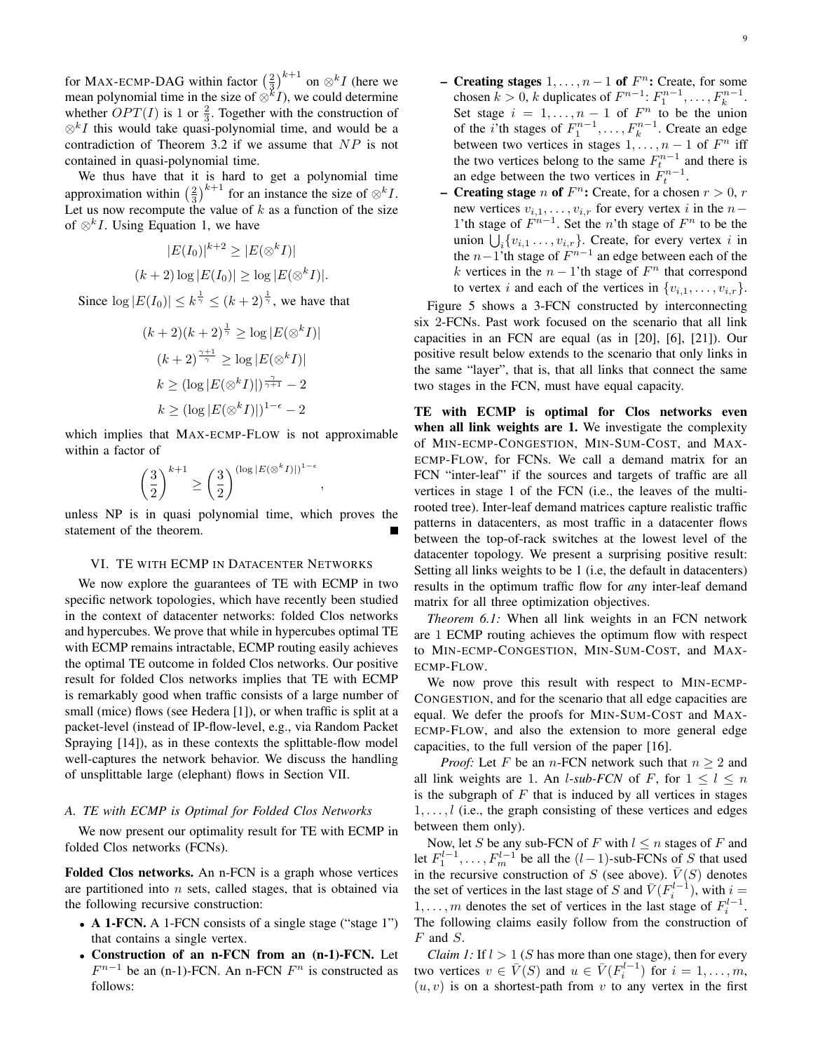for MAX-ECMP-DAG within factor $\left(\frac{2}{3}\right)^{k+1}$ on $\otimes^k I$ (here we mean polynomial time in the size of $\otimes^k I$), we could determine whether $OPT(I)$ is 1 or $\frac{2}{3}$. Together with the construction of $\otimes^k I$ this would take quasi-polynomial time, and would be a contradiction of Theorem 3.2 if we assume that $NP$ is not contained in quasi-polynomial time.

We thus have that it is hard to get a polynomial time approximation within $\left(\frac{2}{3}\right)^{k+1}$ for an instance the size of $\otimes^k I$. Let us now recompute the value of $k$ as a function of the size of $\otimes^k I$. Using Equation 1, we have

$$|E(I_0)|^{k+2} \geq |E(\otimes^k I)|$$

$$(k+2)\log|E(I_0)| \geq \log|E(\otimes^k I)|.$$

Since $\log|E(I_0)| \leq k^{\frac{1}{\gamma}} \leq (k+2)^{\frac{1}{\gamma}}$, we have that

$$(k+2)(k+2)^{\frac{1}{\gamma}} \geq \log|E(\otimes^k I)|$$

$$(k+2)^{\frac{\gamma+1}{\gamma}} \geq \log|E(\otimes^k I)|$$

$$k \geq (\log|E(\otimes^k I)|)^{\frac{\gamma}{\gamma+1}} - 2$$

$$k \geq (\log|E(\otimes^k I)|)^{1-\epsilon} - 2$$

which implies that MAX-ECMP-FLOW is not approximable within a factor of

$$\left(\frac{3}{2}\right)^{k+1} \geq \left(\frac{3}{2}\right)^{(\log|E(\otimes^k I)|)^{1-\epsilon}},$$

unless NP is in quasi polynomial time, which proves the statement of the theorem. ∎

## VI. TE WITH ECMP IN DATACENTER NETWORKS

We now explore the guarantees of TE with ECMP in two specific network topologies, which have recently been studied in the context of datacenter networks: folded Clos networks and hypercubes. We prove that while in hypercubes optimal TE with ECMP remains intractable, ECMP routing easily achieves the optimal TE outcome in folded Clos networks. Our positive result for folded Clos networks implies that TE with ECMP is remarkably good when traffic consists of a large number of small (mice) flows (see Hedera [1]), or when traffic is split at a packet-level (instead of IP-flow-level, e.g., via Random Packet Spraying [14]), as in these contexts the splittable-flow model well-captures the network behavior. We discuss the handling of unsplittable large (elephant) flows in Section VII.

### *A. TE with ECMP is Optimal for Folded Clos Networks*

We now present our optimality result for TE with ECMP in folded Clos networks (FCNs).

**Folded Clos networks.** An n-FCN is a graph whose vertices are partitioned into $n$ sets, called stages, that is obtained via the following recursive construction:

- **A 1-FCN.** A 1-FCN consists of a single stage ("stage 1") that contains a single vertex.
- **Construction of an n-FCN from an (n-1)-FCN.** Let $F^{n-1}$ be an (n-1)-FCN. An n-FCN $F^n$ is constructed as follows:
  - **Creating stages** $1,\ldots,n-1$ **of** $F^n$**:** Create, for some chosen $k>0$, $k$ duplicates of $F^{n-1}$: $F_1^{n-1},\ldots,F_k^{n-1}$. Set stage $i=1,\ldots,n-1$ of $F^n$ to be the union of the $i$'th stages of $F_1^{n-1},\ldots,F_k^{n-1}$. Create an edge between two vertices in stages $1,\ldots,n-1$ of $F^n$ iff the two vertices belong to the same $F_t^{n-1}$ and there is an edge between the two vertices in $F_t^{n-1}$.
  - **Creating stage** $n$ **of** $F^n$**:** Create, for a chosen $r>0$, $r$ new vertices $v_{i,1},\ldots,v_{i,r}$ for every vertex $i$ in the $n-1$'th stage of $F^{n-1}$. Set the $n$'th stage of $F^n$ to be the union $\bigcup_i\{v_{i,1}\ldots,v_{i,r}\}$. Create, for every vertex $i$ in the $n-1$'th stage of $F^{n-1}$ an edge between each of the $k$ vertices in the $n-1$'th stage of $F^n$ that correspond to vertex $i$ and each of the vertices in $\{v_{i,1},\ldots,v_{i,r}\}$.

Figure 5 shows a 3-FCN constructed by interconnecting six 2-FCNs. Past work focused on the scenario that all link capacities in an FCN are equal (as in [20], [6], [21]). Our positive result below extends to the scenario that only links in the same "layer", that is, that all links that connect the same two stages in the FCN, must have equal capacity.

**TE with ECMP is optimal for Clos networks even when all link weights are 1.** We investigate the complexity of MIN-ECMP-CONGESTION, MIN-SUM-COST, and MAX-ECMP-FLOW, for FCNs. We call a demand matrix for an FCN "inter-leaf" if the sources and targets of traffic are all vertices in stage 1 of the FCN (i.e., the leaves of the multi-rooted tree). Inter-leaf demand matrices capture realistic traffic patterns in datacenters, as most traffic in a datacenter flows between the top-of-rack switches at the lowest level of the datacenter topology. We present a surprising positive result: Setting all links weights to be 1 (i.e, the default in datacenters) results in the optimum traffic flow for *a*ny inter-leaf demand matrix for all three optimization objectives.

*Theorem 6.1:* When all link weights in an FCN network are 1 ECMP routing achieves the optimum flow with respect to MIN-ECMP-CONGESTION, MIN-SUM-COST, and MAX-ECMP-FLOW.

We now prove this result with respect to MIN-ECMP-CONGESTION, and for the scenario that all edge capacities are equal. We defer the proofs for MIN-SUM-COST and MAX-ECMP-FLOW, and also the extension to more general edge capacities, to the full version of the paper [16].

*Proof:* Let $F$ be an $n$-FCN network such that $n\geq 2$ and all link weights are 1. An *l-sub-FCN* of $F$, for $1\leq l\leq n$ is the subgraph of $F$ that is induced by all vertices in stages $1,\ldots,l$ (i.e., the graph consisting of these vertices and edges between them only).

Now, let $S$ be any sub-FCN of $F$ with $l\leq n$ stages of $F$ and let $F_1^{l-1},\ldots,F_m^{l-1}$ be all the $(l-1)$-sub-FCNs of $S$ that used in the recursive construction of $S$ (see above). $\bar{V}(S)$ denotes the set of vertices in the last stage of $S$ and $\bar{V}(F_i^{l-1})$, with $i=1,\ldots,m$ denotes the set of vertices in the last stage of $F_i^{l-1}$. The following claims easily follow from the construction of $F$ and $S$.

*Claim 1:* If $l>1$ ($S$ has more than one stage), then for every two vertices $v\in\bar{V}(S)$ and $u\in\bar{V}(F_i^{l-1})$ for $i=1,\ldots,m$, $(u,v)$ is on a shortest-path from $v$ to any vertex in the first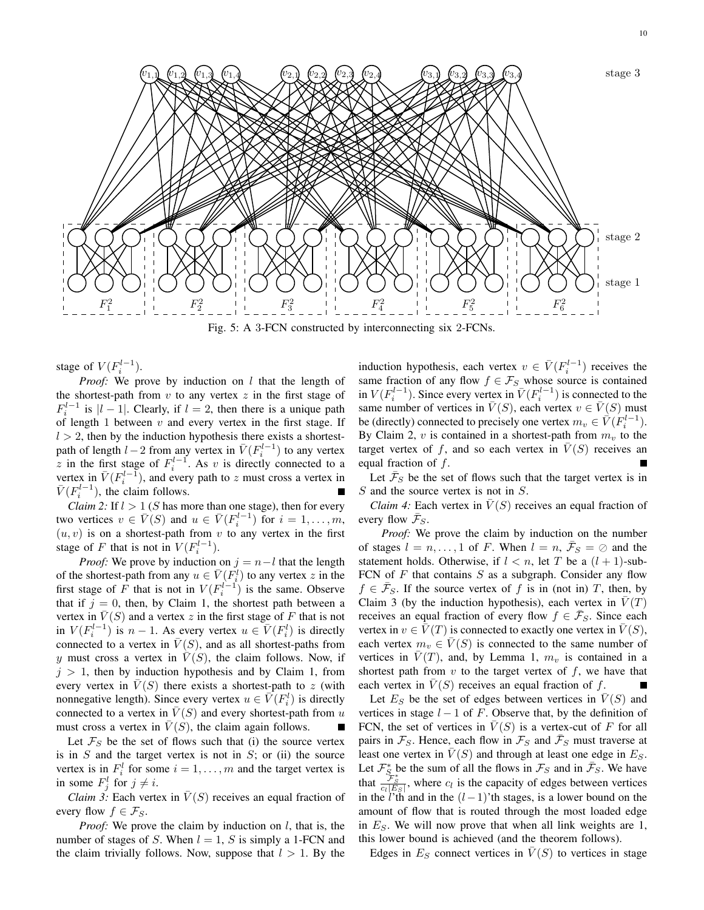Fig. 5: A 3-FCN constructed by interconnecting six 2-FCNs.

stage of $V(F_i^{l-1})$.

*Proof:* We prove by induction on $l$ that the length of the shortest-path from $v$ to any vertex $z$ in the first stage of $F_i^{l-1}$ is $|l-1|$. Clearly, if $l=2$, then there is a unique path of length 1 between $v$ and every vertex in the first stage. If $l>2$, then by the induction hypothesis there exists a shortest-path of length $l-2$ from any vertex in $\bar{V}(F_i^{l-1})$ to any vertex $z$ in the first stage of $F_i^{l-1}$. As $v$ is directly connected to a vertex in $\bar{V}(F_i^{l-1})$, and every path to $z$ must cross a vertex in $\bar{V}(F_i^{l-1})$, the claim follows. ■

*Claim 2:* If $l>1$ ($S$ has more than one stage), then for every two vertices $v \in \bar{V}(S)$ and $u \in \bar{V}(F_i^{l-1})$ for $i=1,\ldots,m$, $(u,v)$ is on a shortest-path from $v$ to any vertex in the first stage of $F$ that is not in $V(F_i^{l-1})$.

*Proof:* We prove by induction on $j=n-l$ that the length of the shortest-path from any $u \in \bar{V}(F_i^l)$ to any vertex $z$ in the first stage of $F$ that is not in $V(F_i^{l-1})$ is the same. Observe that if $j=0$, then, by Claim 1, the shortest path between a vertex in $\bar{V}(S)$ and a vertex $z$ in the first stage of $F$ that is not in $V(F_i^{l-1})$ is $n-1$. As every vertex $u \in \bar{V}(F_i^l)$ is directly connected to a vertex in $\bar{V}(S)$, and as all shortest-paths from $y$ must cross a vertex in $\bar{V}(S)$, the claim follows. Now, if $j>1$, then by induction hypothesis and by Claim 1, from every vertex in $\bar{V}(S)$ there exists a shortest-path to $z$ (with nonnegative length). Since every vertex $u \in \bar{V}(F_i^l)$ is directly connected to a vertex in $\bar{V}(S)$ and every shortest-path from $u$ must cross a vertex in $\bar{V}(S)$, the claim again follows. ■

Let $\mathcal{F}_S$ be the set of flows such that (i) the source vertex is in $S$ and the target vertex is not in $S$; or (ii) the source vertex is in $F_i^l$ for some $i=1,\ldots,m$ and the target vertex is in some $F_j^l$ for $j \neq i$.

*Claim 3:* Each vertex in $\bar{V}(S)$ receives an equal fraction of every flow $f \in \mathcal{F}_S$.

*Proof:* We prove the claim by induction on $l$, that is, the number of stages of $S$. When $l=1$, $S$ is simply a 1-FCN and the claim trivially follows. Now, suppose that $l>1$. By the induction hypothesis, each vertex $v \in \bar{V}(F_i^{l-1})$ receives the same fraction of any flow $f \in \mathcal{F}_S$ whose source is contained in $V(F_i^{l-1})$. Since every vertex in $\bar{V}(F_i^{l-1})$ is connected to the same number of vertices in $\bar{V}(S)$, each vertex $v \in \bar{V}(S)$ must be (directly) connected to precisely one vertex $m_v \in \bar{V}(F_i^{l-1})$. By Claim 2, $v$ is contained in a shortest-path from $m_v$ to the target vertex of $f$, and so each vertex in $\bar{V}(S)$ receives an equal fraction of $f$. ■

Let $\bar{\mathcal{F}}_S$ be the set of flows such that the target vertex is in $S$ and the source vertex is not in $S$.

*Claim 4:* Each vertex in $\bar{V}(S)$ receives an equal fraction of every flow $\bar{\mathcal{F}}_S$.

*Proof:* We prove the claim by induction on the number of stages $l=n,\ldots,1$ of $F$. When $l=n$, $\bar{\mathcal{F}}_S = \oslash$ and the statement holds. Otherwise, if $l<n$, let $T$ be a $(l+1)$-sub-FCN of $F$ that contains $S$ as a subgraph. Consider any flow $f \in \bar{\mathcal{F}}_S$. If the source vertex of $f$ is in (not in) $T$, then, by Claim 3 (by the induction hypothesis), each vertex in $\bar{V}(T)$ receives an equal fraction of every flow $f \in \bar{\mathcal{F}}_S$. Since each vertex in $v \in \bar{V}(T)$ is connected to exactly one vertex in $\bar{V}(S)$, each vertex $m_v \in \bar{V}(S)$ is connected to the same number of vertices in $\bar{V}(T)$, and, by Lemma 1, $m_v$ is contained in a shortest path from $v$ to the target vertex of $f$, we have that each vertex in $\bar{V}(S)$ receives an equal fraction of $f$. ■

Let $E_S$ be the set of edges between vertices in $\bar{V}(S)$ and vertices in stage $l-1$ of $F$. Observe that, by the definition of FCN, the set of vertices in $\bar{V}(S)$ is a vertex-cut of $F$ for all pairs in $\mathcal{F}_S$. Hence, each flow in $\mathcal{F}_S$ and $\bar{\mathcal{F}}_S$ must traverse at least one vertex in $\bar{V}(S)$ and through at least one edge in $E_S$. Let $\mathcal{F}_S^*$ be the sum of all the flows in $\mathcal{F}_S$ and in $\bar{\mathcal{F}}_S$. We have that $\frac{\mathcal{F}_S^*}{c_l|E_S|}$, where $c_l$ is the capacity of edges between vertices in the $l$'th and in the $(l-1)$'th stages, is a lower bound on the amount of flow that is routed through the most loaded edge in $E_S$. We will now prove that when all link weights are 1, this lower bound is achieved (and the theorem follows).

Edges in $E_S$ connect vertices in $\bar{V}(S)$ to vertices in stage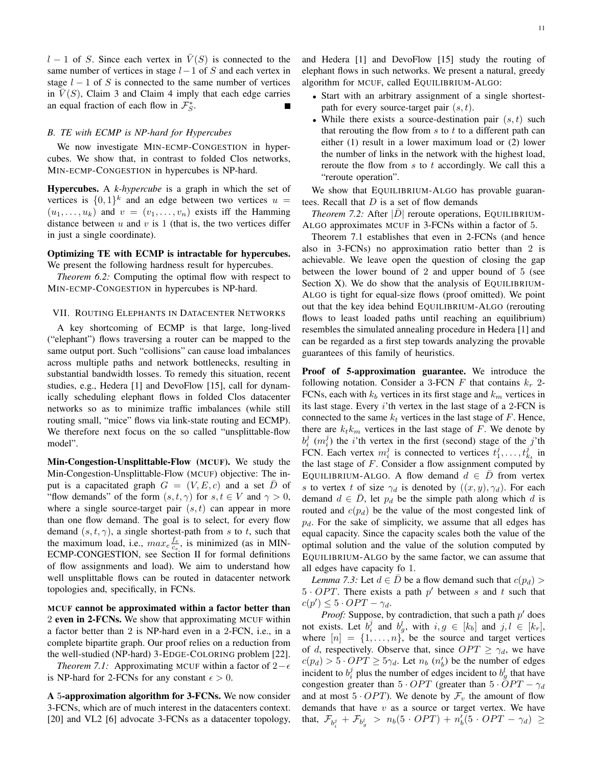$l-1$ of $S$. Since each vertex in $\bar{V}(S)$ is connected to the same number of vertices in stage $l-1$ of $S$ and each vertex in stage $l-1$ of $S$ is connected to the same number of vertices in $\bar{V}(S)$, Claim 3 and Claim 4 imply that each edge carries an equal fraction of each flow in $\mathcal{F}_S^*$. ■

### B. TE with ECMP is NP-hard for Hypercubes

We now investigate MIN-ECMP-CONGESTION in hypercubes. We show that, in contrast to folded Clos networks, MIN-ECMP-CONGESTION in hypercubes is NP-hard.

**Hypercubes.** A *k-hypercube* is a graph in which the set of vertices is $\{0,1\}^k$ and an edge between two vertices $u = (u_1, \ldots, u_k)$ and $v = (v_1, \ldots, v_n)$ exists iff the Hamming distance between $u$ and $v$ is 1 (that is, the two vertices differ in just a single coordinate).

**Optimizing TE with ECMP is intractable for hypercubes.** We present the following hardness result for hypercubes.

*Theorem 6.2:* Computing the optimal flow with respect to MIN-ECMP-CONGESTION in hypercubes is NP-hard.

## VII. ROUTING ELEPHANTS IN DATACENTER NETWORKS

A key shortcoming of ECMP is that large, long-lived ("elephant") flows traversing a router can be mapped to the same output port. Such "collisions" can cause load imbalances across multiple paths and network bottlenecks, resulting in substantial bandwidth losses. To remedy this situation, recent studies, e.g., Hedera [1] and DevoFlow [15], call for dynamically scheduling elephant flows in folded Clos datacenter networks so as to minimize traffic imbalances (while still routing small, "mice" flows via link-state routing and ECMP). We therefore next focus on the so called "unsplittable-flow model".

**Min-Congestion-Unsplittable-Flow (MCUF).** We study the Min-Congestion-Unsplittable-Flow (MCUF) objective: The input is a capacitated graph $G = (V, E, c)$ and a set $\bar{D}$ of "flow demands" of the form $(s, t, \gamma)$ for $s, t \in V$ and $\gamma > 0$, where a single source-target pair $(s, t)$ can appear in more than one flow demand. The goal is to select, for every flow demand $(s, t, \gamma)$, a *s*ingle shortest-path from $s$ to $t$, such that the maximum load, i.e., $max_e \frac{f_e}{c_e}$, is minimized (as in MIN-ECMP-CONGESTION, see Section II for formal definitions of flow assignments and load). We aim to understand how well unsplittable flows can be routed in datacenter network topologies and, specifically, in FCNs.

**MCUF cannot be approximated within a factor better than 2 even in 2-FCNs.** We show that approximating MCUF within a factor better than 2 is NP-hard even in a 2-FCN, i.e., in a complete bipartite graph. Our proof relies on a reduction from the well-studied (NP-hard) 3-EDGE-COLORING problem [22].

*Theorem 7.1:* Approximating MCUF within a factor of $2-\epsilon$ is NP-hard for 2-FCNs for any constant $\epsilon > 0$.

**A 5-approximation algorithm for 3-FCNs.** We now consider 3-FCNs, which are of much interest in the datacenters context. [20] and VL2 [6] advocate 3-FCNs as a datacenter topology, and Hedera [1] and DevoFlow [15] study the routing of elephant flows in such networks. We present a natural, greedy algorithm for MCUF, called EQUILIBRIUM-ALGO:

- Start with an arbitrary assignment of a single shortest-path for every source-target pair $(s, t)$.
- While there exists a source-destination pair $(s, t)$ such that rerouting the flow from $s$ to $t$ to a different path can either (1) result in a lower maximum load or (2) lower the number of links in the network with the highest load, reroute the flow from $s$ to $t$ accordingly. We call this a "reroute operation".

We show that EQUILIBRIUM-ALGO has provable guarantees. Recall that $D$ is a set of flow demands

*Theorem 7.2:* After $|\bar{D}|$ reroute operations, EQUILIBRIUM-ALGO approximates MCUF in 3-FCNs within a factor of 5.

Theorem 7.1 establishes that even in 2-FCNs (and hence also in 3-FCNs) no approximation ratio better than 2 is achievable. We leave open the question of closing the gap between the lower bound of 2 and upper bound of 5 (see Section X). We do show that the analysis of EQUILIBRIUM-ALGO is tight for equal-size flows (proof omitted). We point out that the key idea behind EQUILIBRIUM-ALGO (rerouting flows to least loaded paths until reaching an equilibrium) resembles the simulated annealing procedure in Hedera [1] and can be regarded as a first step towards analyzing the provable guarantees of this family of heuristics.

**Proof of 5-approximation guarantee.** We introduce the following notation. Consider a 3-FCN $F$ that contains $k_r$ 2-FCNs, each with $k_b$ vertices in its first stage and $k_m$ vertices in its last stage. Every $i$'th vertex in the last stage of a 2-FCN is connected to the same $k_t$ vertices in the last stage of $F$. Hence, there are $k_t k_m$ vertices in the last stage of $F$. We denote by $b_i^j$ ($m_i^j$) the $i$'th vertex in the first (second) stage of the $j$'th FCN. Each vertex $m_i^j$ is connected to vertices $t_1^j, \ldots, t_{k_t}^j$ in the last stage of $F$. Consider a flow assignment computed by EQUILIBRIUM-ALGO. A flow demand $d \in \bar{D}$ from vertex $s$ to vertex $t$ of size $\gamma_d$ is denoted by $((x,y), \gamma_d)$. For each demand $d \in \bar{D}$, let $p_d$ be the simple path along which $d$ is routed and $c(p_d)$ be the value of the most congested link of $p_d$. For the sake of simplicity, we assume that all edges has equal capacity. Since the capacity scales both the value of the optimal solution and the value of the solution computed by EQUILIBRIUM-ALGO by the same factor, we can assume that all edges have capacity fo 1.

*Lemma 7.3:* Let $d \in \bar{D}$ be a flow demand such that $c(p_d) > 5 \cdot OPT$. There exists a path $p'$ between $s$ and $t$ such that $c(p') \leq 5 \cdot OPT - \gamma_d$.

*Proof:* Suppose, by contradiction, that such a path $p'$ does not exists. Let $b_i^j$ and $b_g^l$, with $i, g \in [k_b]$ and $j, l \in [k_r]$, where $[n] = \{1, \ldots, n\}$, be the source and target vertices of $d$, respectively. Observe that, since $OPT \geq \gamma_d$, we have $c(p_d) > 5 \cdot OPT \geq 5\gamma_d$. Let $n_b$ ($n'_b$) be the number of edges incident to $b_i^j$ plus the number of edges incident to $b_g^l$ that have congestion greater than $5 \cdot OPT$ (greater than $5 \cdot OPT - \gamma_d$ and at most $5 \cdot OPT$). We denote by $\mathcal{F}_v$ the amount of flow demands that have $v$ as a source or target vertex. We have that, $\mathcal{F}_{b_i^j} + \mathcal{F}_{b_g^l} > n_b(5 \cdot OPT) + n'_b(5 \cdot OPT - \gamma_d) \geq$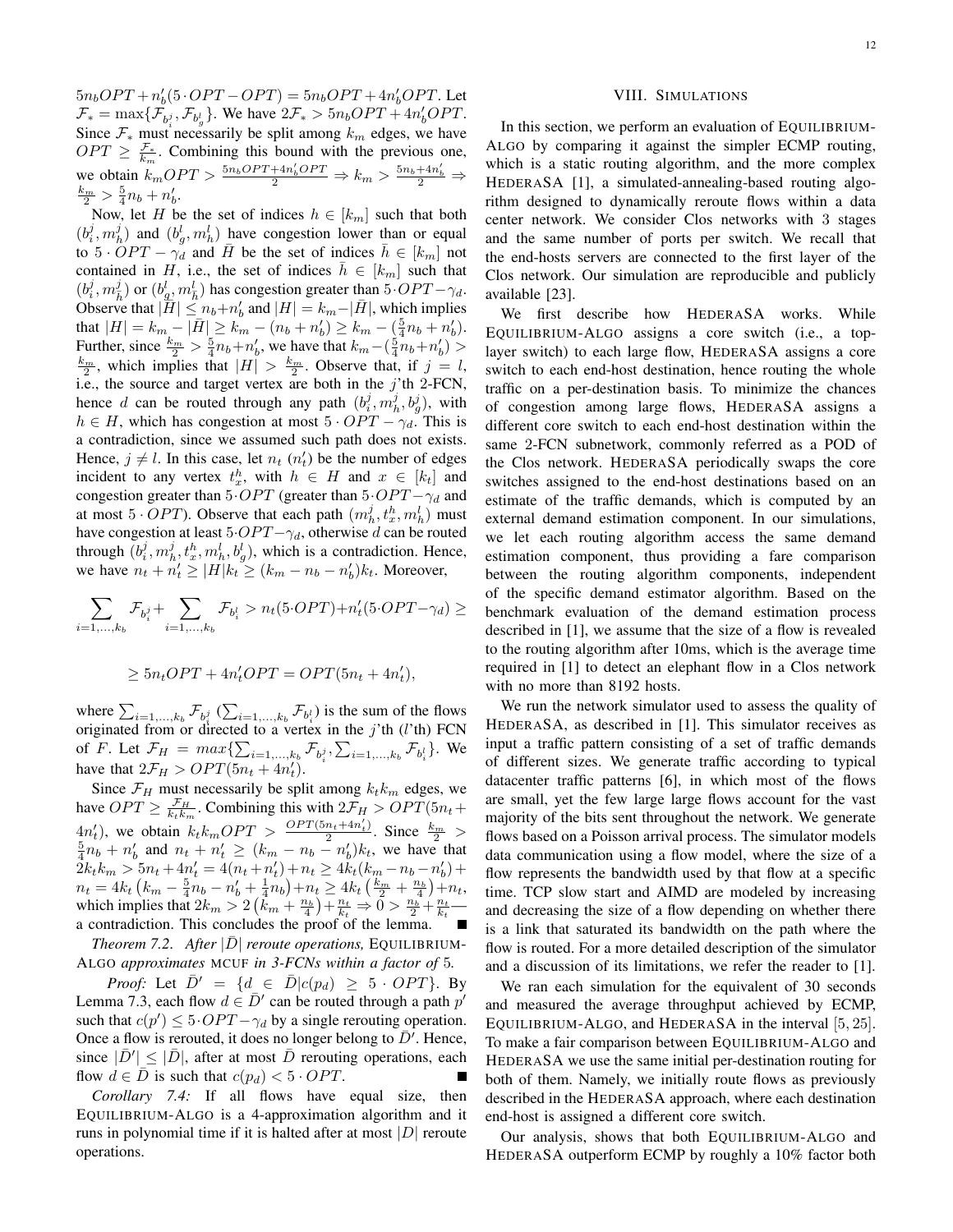$5n_bOPT + n'_b(5 \cdot OPT - OPT) = 5n_bOPT + 4n'_bOPT$. Let $\mathcal{F}_* = \max\{\mathcal{F}_{b_i^j}, \mathcal{F}_{b_g^l}\}$. We have $2\mathcal{F}_* > 5n_bOPT + 4n'_bOPT$. Since $\mathcal{F}_*$ must necessarily be split among $k_m$ edges, we have $OPT \geq \frac{\mathcal{F}_*}{k_m}$. Combining this bound with the previous one, we obtain $k_mOPT > \frac{5n_bOPT + 4n'_bOPT}{2} \Rightarrow k_m > \frac{5n_b + 4n'_b}{2} \Rightarrow \frac{k_m}{2} > \frac{5}{4}n_b + n'_b$.

Now, let $H$ be the set of indices $h \in [k_m]$ such that both $(b_i^j, m_h^j)$ and $(b_g^l, m_h^l)$ have congestion lower than or equal to $5 \cdot OPT - \gamma_d$ and $\bar{H}$ be the set of indices $\bar{h} \in [k_m]$ not contained in $H$, i.e., the set of indices $\bar{h} \in [k_m]$ such that $(b_i^j, m_{\bar{h}}^j)$ or $(b_g^l, m_{\bar{h}}^l)$ has congestion greater than $5 \cdot OPT - \gamma_d$. Observe that $|\bar{H}| \leq n_b + n'_b$ and $|H| = k_m - |\bar{H}|$, which implies that $|H| = k_m - |\bar{H}| \geq k_m - (n_b + n'_b) \geq k_m - (\frac{5}{4}n_b + n'_b)$. Further, since $\frac{k_m}{2} > \frac{5}{4}n_b + n'_b$, we have that $k_m - (\frac{5}{4}n_b + n'_b) > \frac{k_m}{2}$, which implies that $|H| > \frac{k_m}{2}$. Observe that, if $j = l$, i.e., the source and target vertex are both in the $j$'th 2-FCN, hence $d$ can be routed through any path $(b_i^j, m_h^j, b_g^j)$, with $h \in H$, which has congestion at most $5 \cdot OPT - \gamma_d$. This is a contradiction, since we assumed such path does not exists. Hence, $j \neq l$. In this case, let $n_t$ ($n'_t$) be the number of edges incident to any vertex $t_x^h$, with $h \in H$ and $x \in [k_t]$ and congestion greater than $5 \cdot OPT$ (greater than $5 \cdot OPT - \gamma_d$ and at most $5 \cdot OPT$). Observe that each path $(m_h^j, t_x^h, m_h^l)$ must have congestion at least $5 \cdot OPT - \gamma_d$, otherwise $d$ can be routed through $(b_i^j, m_h^j, t_x^h, m_h^l, b_g^l)$, which is a contradiction. Hence, we have $n_t + n'_t \geq |H| k_t \geq (k_m - n_b - n'_b)k_t$. Moreover,

$$\sum_{i=1,\ldots,k_b} \mathcal{F}_{b_i^j} + \sum_{i=1,\ldots,k_b} \mathcal{F}_{b_i^l} > n_t(5 \cdot OPT) + n'_t(5 \cdot OPT - \gamma_d) \geq$$

$$\geq 5n_tOPT + 4n'_tOPT = OPT(5n_t + 4n'_t),$$

where $\sum_{i=1,\ldots,k_b} \mathcal{F}_{b_i^j}$ ($\sum_{i=1,\ldots,k_b} \mathcal{F}_{b_i^l}$) is the sum of the flows originated from or directed to a vertex in the $j$'th ($l$'th) FCN of $F$. Let $\mathcal{F}_H = max\{\sum_{i=1,\ldots,k_b} \mathcal{F}_{b_i^j}, \sum_{i=1,\ldots,k_b} \mathcal{F}_{b_i^l}\}$. We have that $2\mathcal{F}_H > OPT(5n_t + 4n'_t)$.

Since $\mathcal{F}_H$ must necessarily be split among $k_tk_m$ edges, we have $OPT \geq \frac{\mathcal{F}_H}{k_tk_m}$. Combining this with $2\mathcal{F}_H > OPT(5n_t + 4n'_t)$, we obtain $k_tk_mOPT > \frac{OPT(5n_t + 4n'_t)}{2}$. Since $\frac{k_m}{2} > \frac{5}{4}n_b + n'_b$ and $n_t + n'_t \geq (k_m - n_b - n'_b)k_t$, we have that $2k_tk_m > 5n_t + 4n'_t = 4(n_t + n'_t) + n_t \geq 4k_t(k_m - n_b - n'_b) + n_t = 4k_t\left(k_m - \frac{5}{4}n_b - n'_b + \frac{1}{4}n_b\right) + n_t \geq 4k_t\left(\frac{k_m}{2} + \frac{n_b}{4}\right) + n_t$, which implies that $2k_m > 2\left(k_m + \frac{n_b}{4}\right) + \frac{n_t}{k_t} \Rightarrow 0 > \frac{n_b}{2} + \frac{n_t}{k_t}$— a contradiction. This concludes the proof of the lemma. ■

*Theorem 7.2. After $|\bar{D}|$ reroute operations,* EQUILIBRIUM-ALGO *approximates* MCUF *in 3-FCNs within a factor of* 5*.*

*Proof:* Let $\bar{D}' = \{d \in \bar{D} | c(p_d) \geq 5 \cdot OPT\}$. By Lemma 7.3, each flow $d \in \bar{D}'$ can be routed through a path $p'$ such that $c(p') \leq 5 \cdot OPT - \gamma_d$ by a single rerouting operation. Once a flow is rerouted, it does no longer belong to $\bar{D}'$. Hence, since $|\bar{D}'| \leq |\bar{D}|$, after at most $\bar{D}$ rerouting operations, each flow $d \in \bar{D}$ is such that $c(p_d) < 5 \cdot OPT$. ■

*Corollary 7.4:* If all flows have equal size, then EQUILIBRIUM-ALGO is a 4-approximation algorithm and it runs in polynomial time if it is halted after at most $|D|$ reroute operations.

## VIII. SIMULATIONS

In this section, we perform an evaluation of EQUILIBRIUM-ALGO by comparing it against the simpler ECMP routing, which is a static routing algorithm, and the more complex HEDERASA [1], a simulated-annealing-based routing algorithm designed to dynamically reroute flows within a data center network. We consider Clos networks with 3 stages and the same number of ports per switch. We recall that the end-hosts servers are connected to the first layer of the Clos network. Our simulation are reproducible and publicly available [23].

We first describe how HEDERASA works. While EQUILIBRIUM-ALGO assigns a core switch (i.e., a top-layer switch) to each large flow, HEDERASA assigns a core switch to each end-host destination, hence routing the whole traffic on a per-destination basis. To minimize the chances of congestion among large flows, HEDERASA assigns a different core switch to each end-host destination within the same 2-FCN subnetwork, commonly referred as a POD of the Clos network. HEDERASA periodically swaps the core switches assigned to the end-host destinations based on an estimate of the traffic demands, which is computed by an external demand estimation component. In our simulations, we let each routing algorithm access the same demand estimation component, thus providing a fare comparison between the routing algorithm components, independent of the specific demand estimator algorithm. Based on the benchmark evaluation of the demand estimation process described in [1], we assume that the size of a flow is revealed to the routing algorithm after 10ms, which is the average time required in [1] to detect an elephant flow in a Clos network with no more than 8192 hosts.

We run the network simulator used to assess the quality of HEDERASA, as described in [1]. This simulator receives as input a traffic pattern consisting of a set of traffic demands of different sizes. We generate traffic according to typical datacenter traffic patterns [6], in which most of the flows are small, yet the few large large flows account for the vast majority of the bits sent throughout the network. We generate flows based on a Poisson arrival process. The simulator models data communication using a flow model, where the size of a flow represents the bandwidth used by that flow at a specific time. TCP slow start and AIMD are modeled by increasing and decreasing the size of a flow depending on whether there is a link that saturated its bandwidth on the path where the flow is routed. For a more detailed description of the simulator and a discussion of its limitations, we refer the reader to [1].

We ran each simulation for the equivalent of 30 seconds and measured the average throughput achieved by ECMP, EQUILIBRIUM-ALGO, and HEDERASA in the interval $[5, 25]$. To make a fair comparison between EQUILIBRIUM-ALGO and HEDERASA we use the same initial per-destination routing for both of them. Namely, we initially route flows as previously described in the HEDERASA approach, where each destination end-host is assigned a different core switch.

Our analysis, shows that both EQUILIBRIUM-ALGO and HEDERASA outperform ECMP by roughly a 10% factor both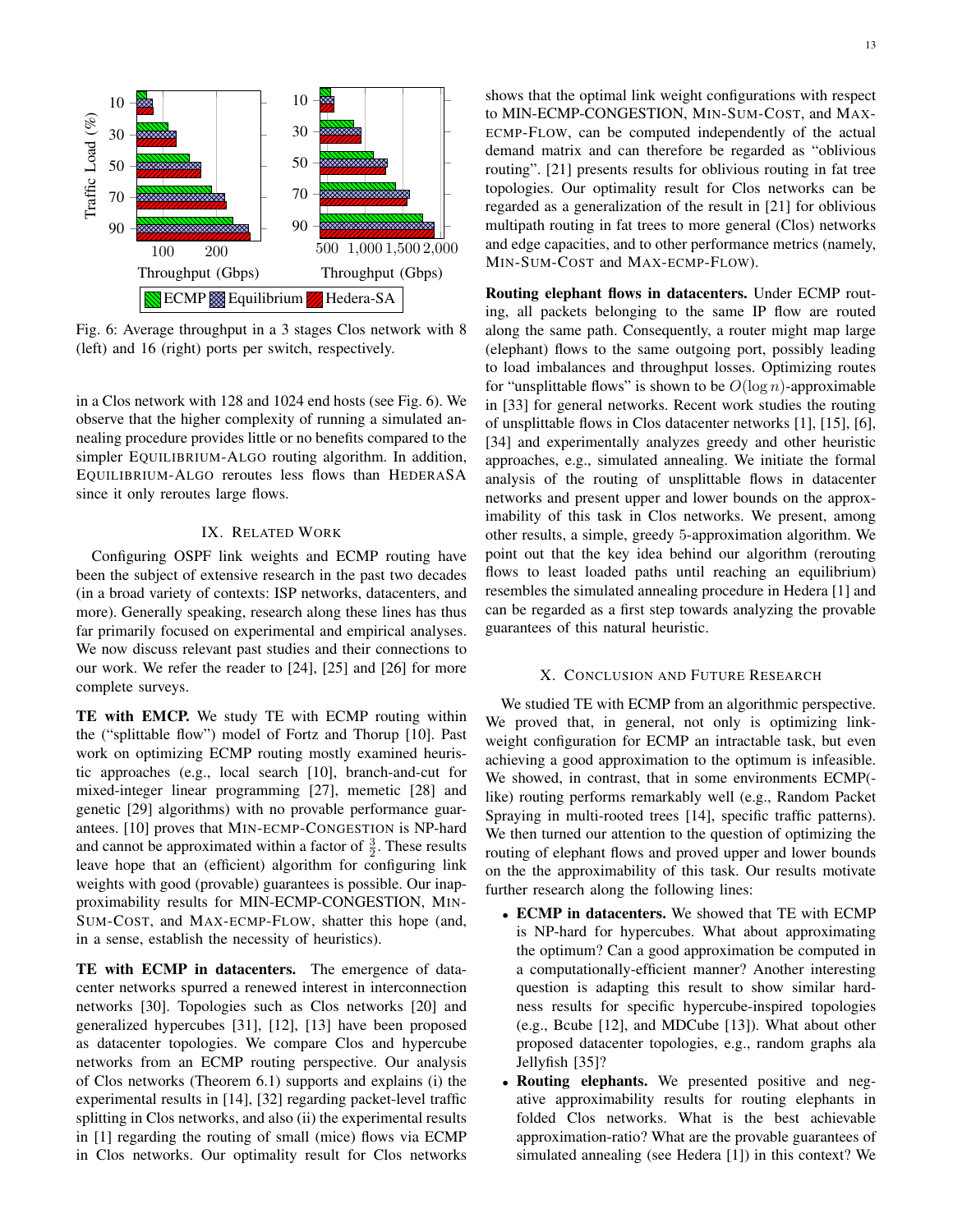Fig. 6: Average throughput in a 3 stages Clos network with 8 (left) and 16 (right) ports per switch, respectively.

in a Clos network with 128 and 1024 end hosts (see Fig. 6). We observe that the higher complexity of running a simulated annealing procedure provides little or no benefits compared to the simpler EQUILIBRIUM-ALGO routing algorithm. In addition, EQUILIBRIUM-ALGO reroutes less flows than HEDERASA since it only reroutes large flows.

## IX. RELATED WORK

Configuring OSPF link weights and ECMP routing have been the subject of extensive research in the past two decades (in a broad variety of contexts: ISP networks, datacenters, and more). Generally speaking, research along these lines has thus far primarily focused on experimental and empirical analyses. We now discuss relevant past studies and their connections to our work. We refer the reader to [24], [25] and [26] for more complete surveys.

**TE with EMCP.** We study TE with ECMP routing within the ("splittable flow") model of Fortz and Thorup [10]. Past work on optimizing ECMP routing mostly examined heuristic approaches (e.g., local search [10], branch-and-cut for mixed-integer linear programming [27], memetic [28] and genetic [29] algorithms) with no provable performance guarantees. [10] proves that MIN-ECMP-CONGESTION is NP-hard and cannot be approximated within a factor of $\frac{3}{2}$. These results leave hope that an (efficient) algorithm for configuring link weights with good (provable) guarantees is possible. Our inapproximability results for MIN-ECMP-CONGESTION, MIN-SUM-COST, and MAX-ECMP-FLOW, shatter this hope (and, in a sense, establish the necessity of heuristics).

**TE with ECMP in datacenters.** The emergence of datacenter networks spurred a renewed interest in interconnection networks [30]. Topologies such as Clos networks [20] and generalized hypercubes [31], [12], [13] have been proposed as datacenter topologies. We compare Clos and hypercube networks from an ECMP routing perspective. Our analysis of Clos networks (Theorem 6.1) supports and explains (i) the experimental results in [14], [32] regarding packet-level traffic splitting in Clos networks, and also (ii) the experimental results in [1] regarding the routing of small (mice) flows via ECMP in Clos networks. Our optimality result for Clos networks shows that the optimal link weight configurations with respect to MIN-ECMP-CONGESTION, MIN-SUM-COST, and MAX-ECMP-FLOW, can be computed independently of the actual demand matrix and can therefore be regarded as "oblivious routing". [21] presents results for oblivious routing in fat tree topologies. Our optimality result for Clos networks can be regarded as a generalization of the result in [21] for oblivious multipath routing in fat trees to more general (Clos) networks and edge capacities, and to other performance metrics (namely, MIN-SUM-COST and MAX-ECMP-FLOW).

**Routing elephant flows in datacenters.** Under ECMP routing, all packets belonging to the same IP flow are routed along the same path. Consequently, a router might map large (elephant) flows to the same outgoing port, possibly leading to load imbalances and throughput losses. Optimizing routes for "unsplittable flows" is shown to be $O(\log n)$-approximable in [33] for general networks. Recent work studies the routing of unsplittable flows in Clos datacenter networks [1], [15], [6], [34] and experimentally analyzes greedy and other heuristic approaches, e.g., simulated annealing. We initiate the formal analysis of the routing of unsplittable flows in datacenter networks and present upper and lower bounds on the approximability of this task in Clos networks. We present, among other results, a simple, greedy 5-approximation algorithm. We point out that the key idea behind our algorithm (rerouting flows to least loaded paths until reaching an equilibrium) resembles the simulated annealing procedure in Hedera [1] and can be regarded as a first step towards analyzing the provable guarantees of this natural heuristic.

## X. CONCLUSION AND FUTURE RESEARCH

We studied TE with ECMP from an algorithmic perspective. We proved that, in general, not only is optimizing link-weight configuration for ECMP an intractable task, but even achieving a good approximation to the optimum is infeasible. We showed, in contrast, that in some environments ECMP(-like) routing performs remarkably well (e.g., Random Packet Spraying in multi-rooted trees [14], specific traffic patterns). We then turned our attention to the question of optimizing the routing of elephant flows and proved upper and lower bounds on the the approximability of this task. Our results motivate further research along the following lines:

- **ECMP in datacenters.** We showed that TE with ECMP is NP-hard for hypercubes. What about approximating the optimum? Can a good approximation be computed in a computationally-efficient manner? Another interesting question is adapting this result to show similar hardness results for specific hypercube-inspired topologies (e.g., Bcube [12], and MDCube [13]). What about other proposed datacenter topologies, e.g., random graphs ala Jellyfish [35]?
- **Routing elephants.** We presented positive and negative approximability results for routing elephants in folded Clos networks. What is the best achievable approximation-ratio? What are the provable guarantees of simulated annealing (see Hedera [1]) in this context? We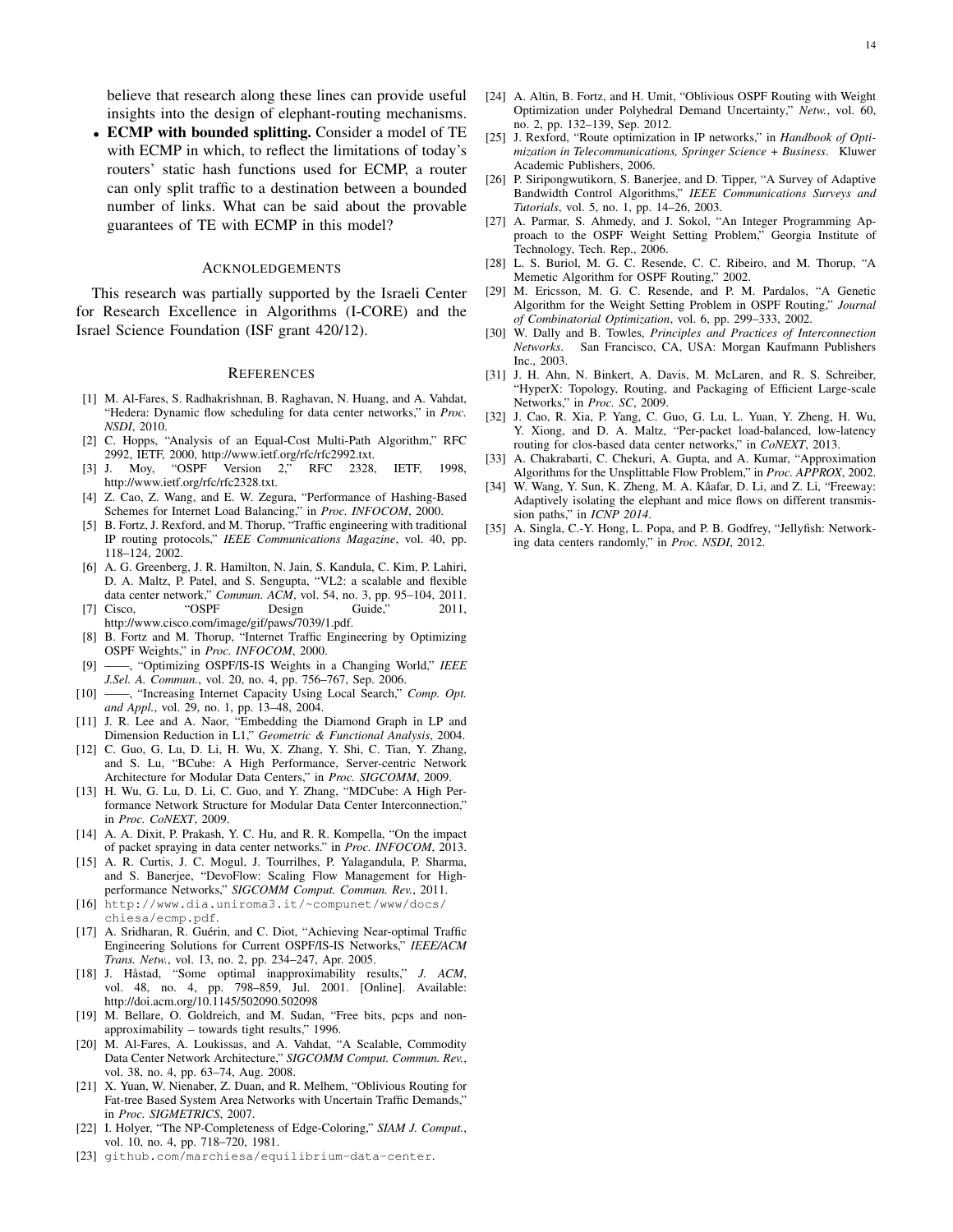believe that research along these lines can provide useful insights into the design of elephant-routing mechanisms.

- **ECMP with bounded splitting.** Consider a model of TE with ECMP in which, to reflect the limitations of today's routers' static hash functions used for ECMP, a router can only split traffic to a destination between a bounded number of links. What can be said about the provable guarantees of TE with ECMP in this model?

## ACKNOLEDGEMENTS

This research was partially supported by the Israeli Center for Research Excellence in Algorithms (I-CORE) and the Israel Science Foundation (ISF grant 420/12).

## REFERENCES

[1] M. Al-Fares, S. Radhakrishnan, B. Raghavan, N. Huang, and A. Vahdat, "Hedera: Dynamic flow scheduling for data center networks," in *Proc. NSDI*, 2010.

[2] C. Hopps, "Analysis of an Equal-Cost Multi-Path Algorithm," RFC 2992, IETF, 2000, http://www.ietf.org/rfc/rfc2992.txt.

[3] J. Moy, "OSPF Version 2," RFC 2328, IETF, 1998, http://www.ietf.org/rfc/rfc2328.txt.

[4] Z. Cao, Z. Wang, and E. W. Zegura, "Performance of Hashing-Based Schemes for Internet Load Balancing," in *Proc. INFOCOM*, 2000.

[5] B. Fortz, J. Rexford, and M. Thorup, "Traffic engineering with traditional IP routing protocols," *IEEE Communications Magazine*, vol. 40, pp. 118–124, 2002.

[6] A. G. Greenberg, J. R. Hamilton, N. Jain, S. Kandula, C. Kim, P. Lahiri, D. A. Maltz, P. Patel, and S. Sengupta, "VL2: a scalable and flexible data center network," *Commun. ACM*, vol. 54, no. 3, pp. 95–104, 2011.

[7] Cisco, "OSPF Design Guide," 2011, http://www.cisco.com/image/gif/paws/7039/1.pdf.

[8] B. Fortz and M. Thorup, "Internet Traffic Engineering by Optimizing OSPF Weights," in *Proc. INFOCOM*, 2000.

[9] ——, "Optimizing OSPF/IS-IS Weights in a Changing World," *IEEE J.Sel. A. Commun.*, vol. 20, no. 4, pp. 756–767, Sep. 2006.

[10] ——, "Increasing Internet Capacity Using Local Search," *Comp. Opt. and Appl.*, vol. 29, no. 1, pp. 13–48, 2004.

[11] J. R. Lee and A. Naor, "Embedding the Diamond Graph in LP and Dimension Reduction in L1," *Geometric & Functional Analysis*, 2004.

[12] C. Guo, G. Lu, D. Li, H. Wu, X. Zhang, Y. Shi, C. Tian, Y. Zhang, and S. Lu, "BCube: A High Performance, Server-centric Network Architecture for Modular Data Centers," in *Proc. SIGCOMM*, 2009.

[13] H. Wu, G. Lu, D. Li, C. Guo, and Y. Zhang, "MDCube: A High Performance Network Structure for Modular Data Center Interconnection," in *Proc. CoNEXT*, 2009.

[14] A. A. Dixit, P. Prakash, Y. C. Hu, and R. R. Kompella, "On the impact of packet spraying in data center networks." in *Proc. INFOCOM*, 2013.

[15] A. R. Curtis, J. C. Mogul, J. Tourrilhes, P. Yalagandula, P. Sharma, and S. Banerjee, "DevoFlow: Scaling Flow Management for High-performance Networks," *SIGCOMM Comput. Commun. Rev.*, 2011.

[16] http://www.dia.uniroma3.it/~compunet/www/docs/chiesa/ecmp.pdf.

[17] A. Sridharan, R. Guérin, and C. Diot, "Achieving Near-optimal Traffic Engineering Solutions for Current OSPF/IS-IS Networks," *IEEE/ACM Trans. Netw.*, vol. 13, no. 2, pp. 234–247, Apr. 2005.

[18] J. Håstad, "Some optimal inapproximability results," *J. ACM*, vol. 48, no. 4, pp. 798–859, Jul. 2001. [Online]. Available: http://doi.acm.org/10.1145/502090.502098

[19] M. Bellare, O. Goldreich, and M. Sudan, "Free bits, pcps and non-approximability – towards tight results," 1996.

[20] M. Al-Fares, A. Loukissas, and A. Vahdat, "A Scalable, Commodity Data Center Network Architecture," *SIGCOMM Comput. Commun. Rev.*, vol. 38, no. 4, pp. 63–74, Aug. 2008.

[21] X. Yuan, W. Nienaber, Z. Duan, and R. Melhem, "Oblivious Routing for Fat-tree Based System Area Networks with Uncertain Traffic Demands," in *Proc. SIGMETRICS*, 2007.

[22] I. Holyer, "The NP-Completeness of Edge-Coloring," *SIAM J. Comput.*, vol. 10, no. 4, pp. 718–720, 1981.

[23] github.com/marchiesa/equilibrium-data-center.

[24] A. Altin, B. Fortz, and H. Umit, "Oblivious OSPF Routing with Weight Optimization under Polyhedral Demand Uncertainty," *Netw.*, vol. 60, no. 2, pp. 132–139, Sep. 2012.

[25] J. Rexford, "Route optimization in IP networks," in *Handbook of Optimization in Telecommunications, Springer Science + Business*. Kluwer Academic Publishers, 2006.

[26] P. Siripongwutikorn, S. Banerjee, and D. Tipper, "A Survey of Adaptive Bandwidth Control Algorithms," *IEEE Communications Surveys and Tutorials*, vol. 5, no. 1, pp. 14–26, 2003.

[27] A. Parmar, S. Ahmedy, and J. Sokol, "An Integer Programming Approach to the OSPF Weight Setting Problem," Georgia Institute of Technology, Tech. Rep., 2006.

[28] L. S. Buriol, M. G. C. Resende, C. C. Ribeiro, and M. Thorup, "A Memetic Algorithm for OSPF Routing," 2002.

[29] M. Ericsson, M. G. C. Resende, and P. M. Pardalos, "A Genetic Algorithm for the Weight Setting Problem in OSPF Routing," *Journal of Combinatorial Optimization*, vol. 6, pp. 299–333, 2002.

[30] W. Dally and B. Towles, *Principles and Practices of Interconnection Networks*. San Francisco, CA, USA: Morgan Kaufmann Publishers Inc., 2003.

[31] J. H. Ahn, N. Binkert, A. Davis, M. McLaren, and R. S. Schreiber, "HyperX: Topology, Routing, and Packaging of Efficient Large-scale Networks," in *Proc. SC*, 2009.

[32] J. Cao, R. Xia, P. Yang, C. Guo, G. Lu, L. Yuan, Y. Zheng, H. Wu, Y. Xiong, and D. A. Maltz, "Per-packet load-balanced, low-latency routing for clos-based data center networks," in *CoNEXT*, 2013.

[33] A. Chakrabarti, C. Chekuri, A. Gupta, and A. Kumar, "Approximation Algorithms for the Unsplittable Flow Problem," in *Proc. APPROX*, 2002.

[34] W. Wang, Y. Sun, K. Zheng, M. A. Kâafar, D. Li, and Z. Li, "Freeway: Adaptively isolating the elephant and mice flows on different transmission paths," in *ICNP 2014*.

[35] A. Singla, C.-Y. Hong, L. Popa, and P. B. Godfrey, "Jellyfish: Networking data centers randomly," in *Proc. NSDI*, 2012.